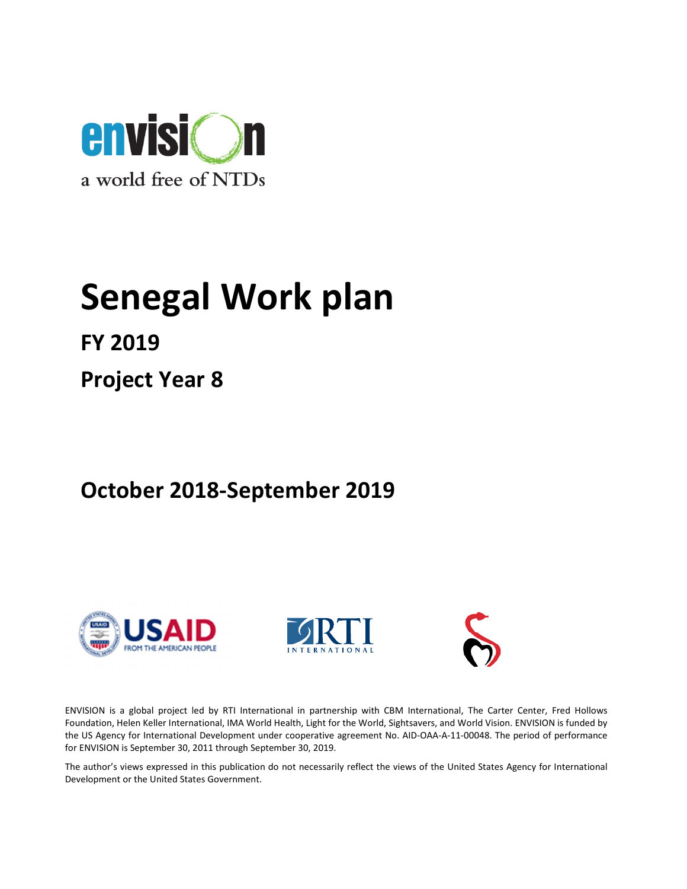envision

a world free of NTDs

# Senegal Work plan

## FY 2019

## Project Year 8

## October 2018-September 2019

USAID FROM THE AMERICAN PEOPLE

RTI INTERNATIONAL

ENVISION is a global project led by RTI International in partnership with CBM International, The Carter Center, Fred Hollows Foundation, Helen Keller International, IMA World Health, Light for the World, Sightsavers, and World Vision. ENVISION is funded by the US Agency for International Development under cooperative agreement No. AID-OAA-A-11-00048. The period of performance for ENVISION is September 30, 2011 through September 30, 2019.

The author's views expressed in this publication do not necessarily reflect the views of the United States Agency for International Development or the United States Government.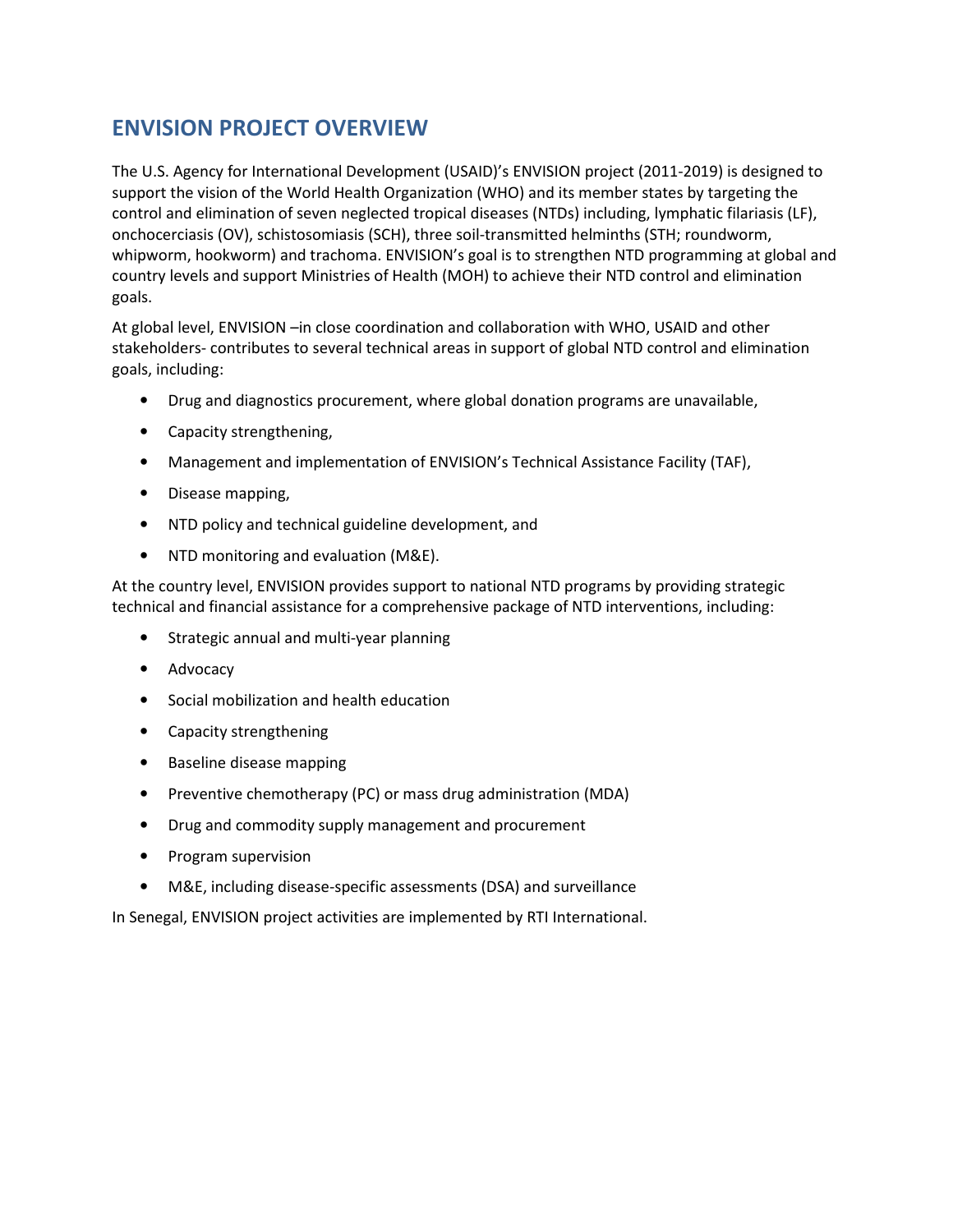## ENVISION PROJECT OVERVIEW

The U.S. Agency for International Development (USAID)'s ENVISION project (2011-2019) is designed to support the vision of the World Health Organization (WHO) and its member states by targeting the control and elimination of seven neglected tropical diseases (NTDs) including, lymphatic filariasis (LF), onchocerciasis (OV), schistosomiasis (SCH), three soil-transmitted helminths (STH; roundworm, whipworm, hookworm) and trachoma. ENVISION's goal is to strengthen NTD programming at global and country levels and support Ministries of Health (MOH) to achieve their NTD control and elimination goals.

At global level, ENVISION –in close coordination and collaboration with WHO, USAID and other stakeholders- contributes to several technical areas in support of global NTD control and elimination goals, including:

- Drug and diagnostics procurement, where global donation programs are unavailable,
- Capacity strengthening,
- Management and implementation of ENVISION's Technical Assistance Facility (TAF),
- Disease mapping,
- NTD policy and technical guideline development, and
- NTD monitoring and evaluation (M&E).

At the country level, ENVISION provides support to national NTD programs by providing strategic technical and financial assistance for a comprehensive package of NTD interventions, including:

- Strategic annual and multi-year planning
- Advocacy
- Social mobilization and health education
- Capacity strengthening
- Baseline disease mapping
- Preventive chemotherapy (PC) or mass drug administration (MDA)
- Drug and commodity supply management and procurement
- Program supervision
- M&E, including disease-specific assessments (DSA) and surveillance

In Senegal, ENVISION project activities are implemented by RTI International.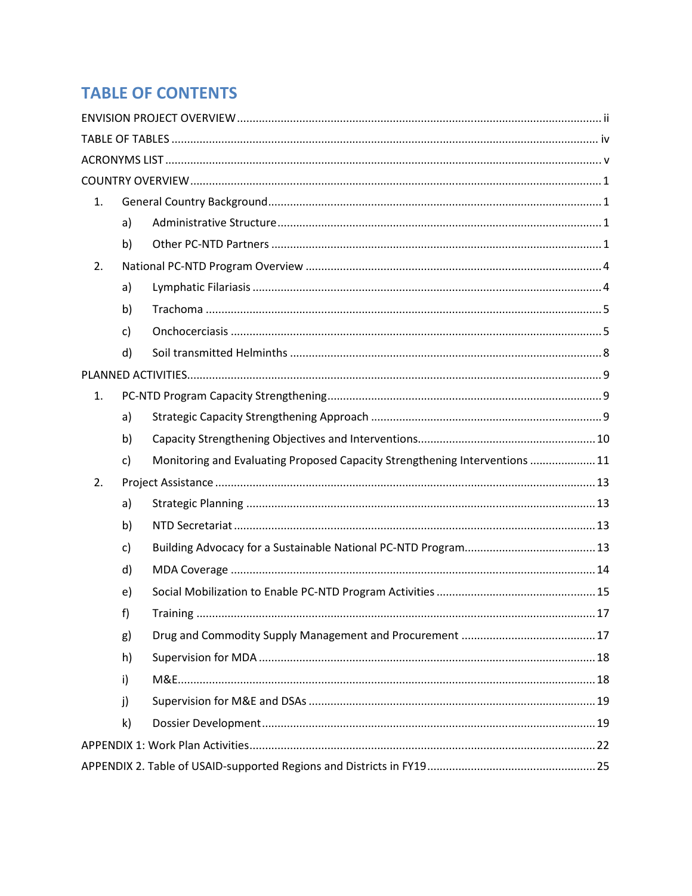# TABLE OF CONTENTS

ENVISION PROJECT OVERVIEW ........ ii

TABLE OF TABLES ........ iv

ACRONYMS LIST ........ v

COUNTRY OVERVIEW ........ 1

1. General Country Background ........ 1
   - a) Administrative Structure ........ 1
   - b) Other PC-NTD Partners ........ 1
2. National PC-NTD Program Overview ........ 4
   - a) Lymphatic Filariasis ........ 4
   - b) Trachoma ........ 5
   - c) Onchocerciasis ........ 5
   - d) Soil transmitted Helminths ........ 8

PLANNED ACTIVITIES ........ 9

1. PC-NTD Program Capacity Strengthening ........ 9
   - a) Strategic Capacity Strengthening Approach ........ 9
   - b) Capacity Strengthening Objectives and Interventions ........ 10
   - c) Monitoring and Evaluating Proposed Capacity Strengthening Interventions ........ 11
2. Project Assistance ........ 13
   - a) Strategic Planning ........ 13
   - b) NTD Secretariat ........ 13
   - c) Building Advocacy for a Sustainable National PC-NTD Program ........ 13
   - d) MDA Coverage ........ 14
   - e) Social Mobilization to Enable PC-NTD Program Activities ........ 15
   - f) Training ........ 17
   - g) Drug and Commodity Supply Management and Procurement ........ 17
   - h) Supervision for MDA ........ 18
   - i) M&E ........ 18
   - j) Supervision for M&E and DSAs ........ 19
   - k) Dossier Development ........ 19

APPENDIX 1: Work Plan Activities ........ 22

APPENDIX 2. Table of USAID-supported Regions and Districts in FY19 ........ 25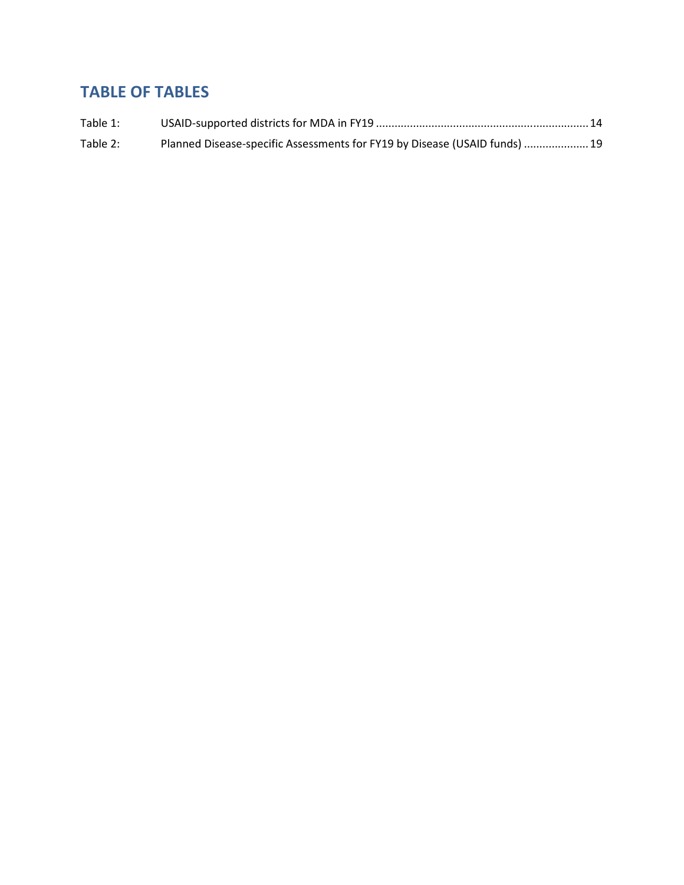## TABLE OF TABLES

Table 1: USAID-supported districts for MDA in FY19 .................................................................... 14

Table 2: Planned Disease-specific Assessments for FY19 by Disease (USAID funds) .................... 19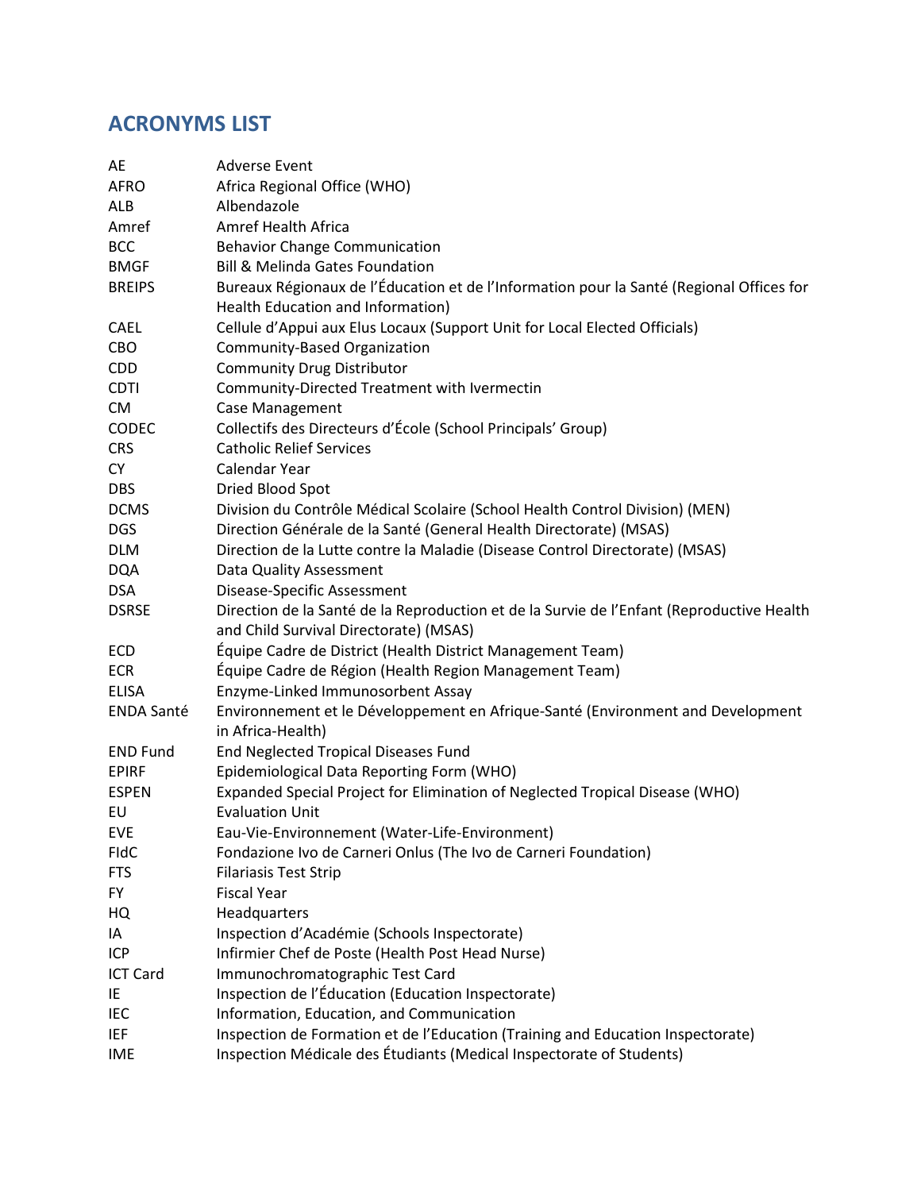## ACRONYMS LIST

| | |
|---|---|
| AE | Adverse Event |
| AFRO | Africa Regional Office (WHO) |
| ALB | Albendazole |
| Amref | Amref Health Africa |
| BCC | Behavior Change Communication |
| BMGF | Bill & Melinda Gates Foundation |
| BREIPS | Bureaux Régionaux de l'Éducation et de l'Information pour la Santé (Regional Offices for Health Education and Information) |
| CAEL | Cellule d'Appui aux Elus Locaux (Support Unit for Local Elected Officials) |
| CBO | Community-Based Organization |
| CDD | Community Drug Distributor |
| CDTI | Community-Directed Treatment with Ivermectin |
| CM | Case Management |
| CODEC | Collectifs des Directeurs d'École (School Principals' Group) |
| CRS | Catholic Relief Services |
| CY | Calendar Year |
| DBS | Dried Blood Spot |
| DCMS | Division du Contrôle Médical Scolaire (School Health Control Division) (MEN) |
| DGS | Direction Générale de la Santé (General Health Directorate) (MSAS) |
| DLM | Direction de la Lutte contre la Maladie (Disease Control Directorate) (MSAS) |
| DQA | Data Quality Assessment |
| DSA | Disease-Specific Assessment |
| DSRSE | Direction de la Santé de la Reproduction et de la Survie de l'Enfant (Reproductive Health and Child Survival Directorate) (MSAS) |
| ECD | Équipe Cadre de District (Health District Management Team) |
| ECR | Équipe Cadre de Région (Health Region Management Team) |
| ELISA | Enzyme-Linked Immunosorbent Assay |
| ENDA Santé | Environnement et le Développement en Afrique-Santé (Environment and Development in Africa-Health) |
| END Fund | End Neglected Tropical Diseases Fund |
| EPIRF | Epidemiological Data Reporting Form (WHO) |
| ESPEN | Expanded Special Project for Elimination of Neglected Tropical Disease (WHO) |
| EU | Evaluation Unit |
| EVE | Eau-Vie-Environnement (Water-Life-Environment) |
| FIdC | Fondazione Ivo de Carneri Onlus (The Ivo de Carneri Foundation) |
| FTS | Filariasis Test Strip |
| FY | Fiscal Year |
| HQ | Headquarters |
| IA | Inspection d'Académie (Schools Inspectorate) |
| ICP | Infirmier Chef de Poste (Health Post Head Nurse) |
| ICT Card | Immunochromatographic Test Card |
| IE | Inspection de l'Éducation (Education Inspectorate) |
| IEC | Information, Education, and Communication |
| IEF | Inspection de Formation et de l'Education (Training and Education Inspectorate) |
| IME | Inspection Médicale des Étudiants (Medical Inspectorate of Students) |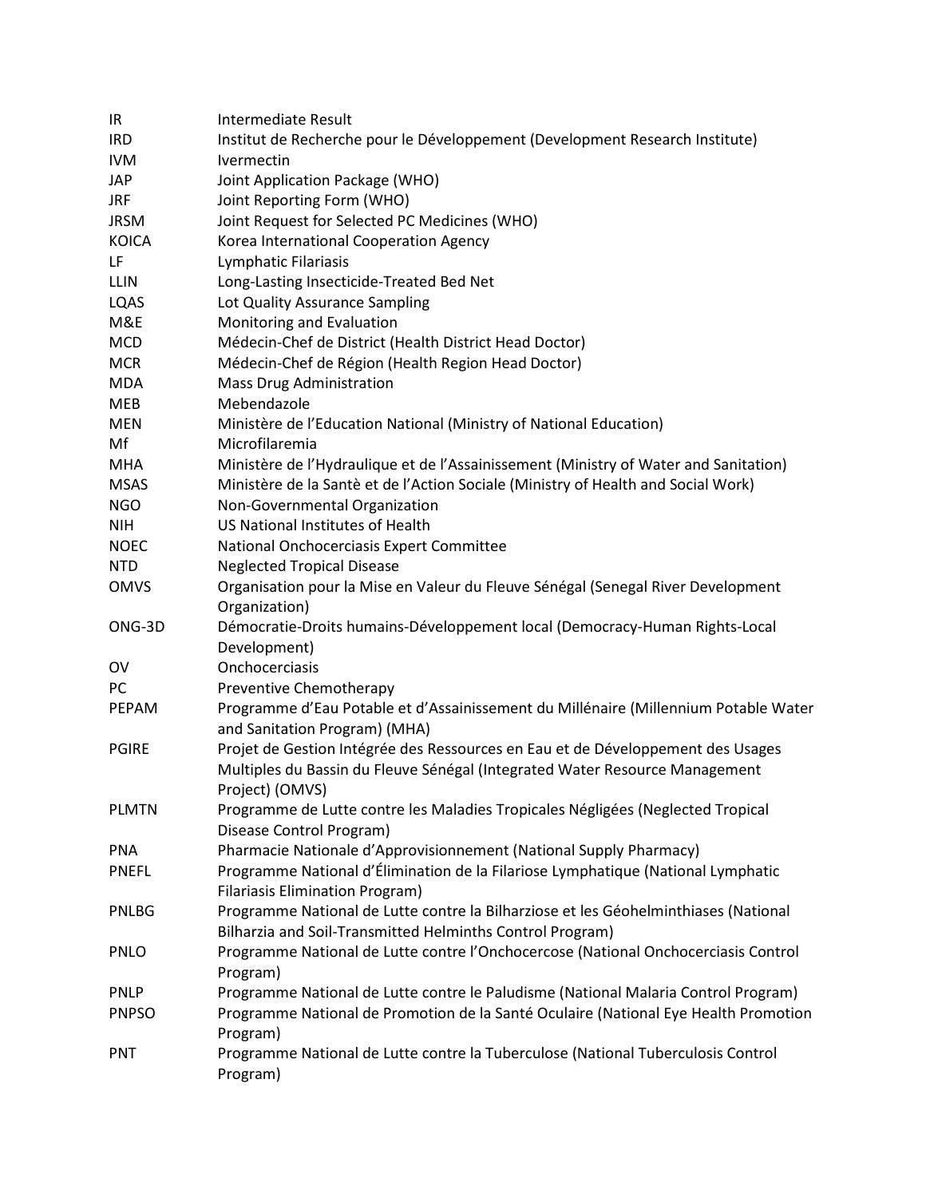| | |
|---|---|
| IR | Intermediate Result |
| IRD | Institut de Recherche pour le Développement (Development Research Institute) |
| IVM | Ivermectin |
| JAP | Joint Application Package (WHO) |
| JRF | Joint Reporting Form (WHO) |
| JRSM | Joint Request for Selected PC Medicines (WHO) |
| KOICA | Korea International Cooperation Agency |
| LF | Lymphatic Filariasis |
| LLIN | Long-Lasting Insecticide-Treated Bed Net |
| LQAS | Lot Quality Assurance Sampling |
| M&E | Monitoring and Evaluation |
| MCD | Médecin-Chef de District (Health District Head Doctor) |
| MCR | Médecin-Chef de Région (Health Region Head Doctor) |
| MDA | Mass Drug Administration |
| MEB | Mebendazole |
| MEN | Ministère de l'Education National (Ministry of National Education) |
| Mf | Microfilaremia |
| MHA | Ministère de l'Hydraulique et de l'Assainissement (Ministry of Water and Sanitation) |
| MSAS | Ministère de la Santè et de l'Action Sociale (Ministry of Health and Social Work) |
| NGO | Non-Governmental Organization |
| NIH | US National Institutes of Health |
| NOEC | National Onchocerciasis Expert Committee |
| NTD | Neglected Tropical Disease |
| OMVS | Organisation pour la Mise en Valeur du Fleuve Sénégal (Senegal River Development Organization) |
| ONG-3D | Démocratie-Droits humains-Développement local (Democracy-Human Rights-Local Development) |
| OV | Onchocerciasis |
| PC | Preventive Chemotherapy |
| PEPAM | Programme d'Eau Potable et d'Assainissement du Millénaire (Millennium Potable Water and Sanitation Program) (MHA) |
| PGIRE | Projet de Gestion Intégrée des Ressources en Eau et de Développement des Usages Multiples du Bassin du Fleuve Sénégal (Integrated Water Resource Management Project) (OMVS) |
| PLMTN | Programme de Lutte contre les Maladies Tropicales Négligées (Neglected Tropical Disease Control Program) |
| PNA | Pharmacie Nationale d'Approvisionnement (National Supply Pharmacy) |
| PNEFL | Programme National d'Élimination de la Filariose Lymphatique (National Lymphatic Filariasis Elimination Program) |
| PNLBG | Programme National de Lutte contre la Bilharziose et les Géohelminthiases (National Bilharzia and Soil-Transmitted Helminths Control Program) |
| PNLO | Programme National de Lutte contre l'Onchocercose (National Onchocerciasis Control Program) |
| PNLP | Programme National de Lutte contre le Paludisme (National Malaria Control Program) |
| PNPSO | Programme National de Promotion de la Santé Oculaire (National Eye Health Promotion Program) |
| PNT | Programme National de Lutte contre la Tuberculose (National Tuberculosis Control Program) |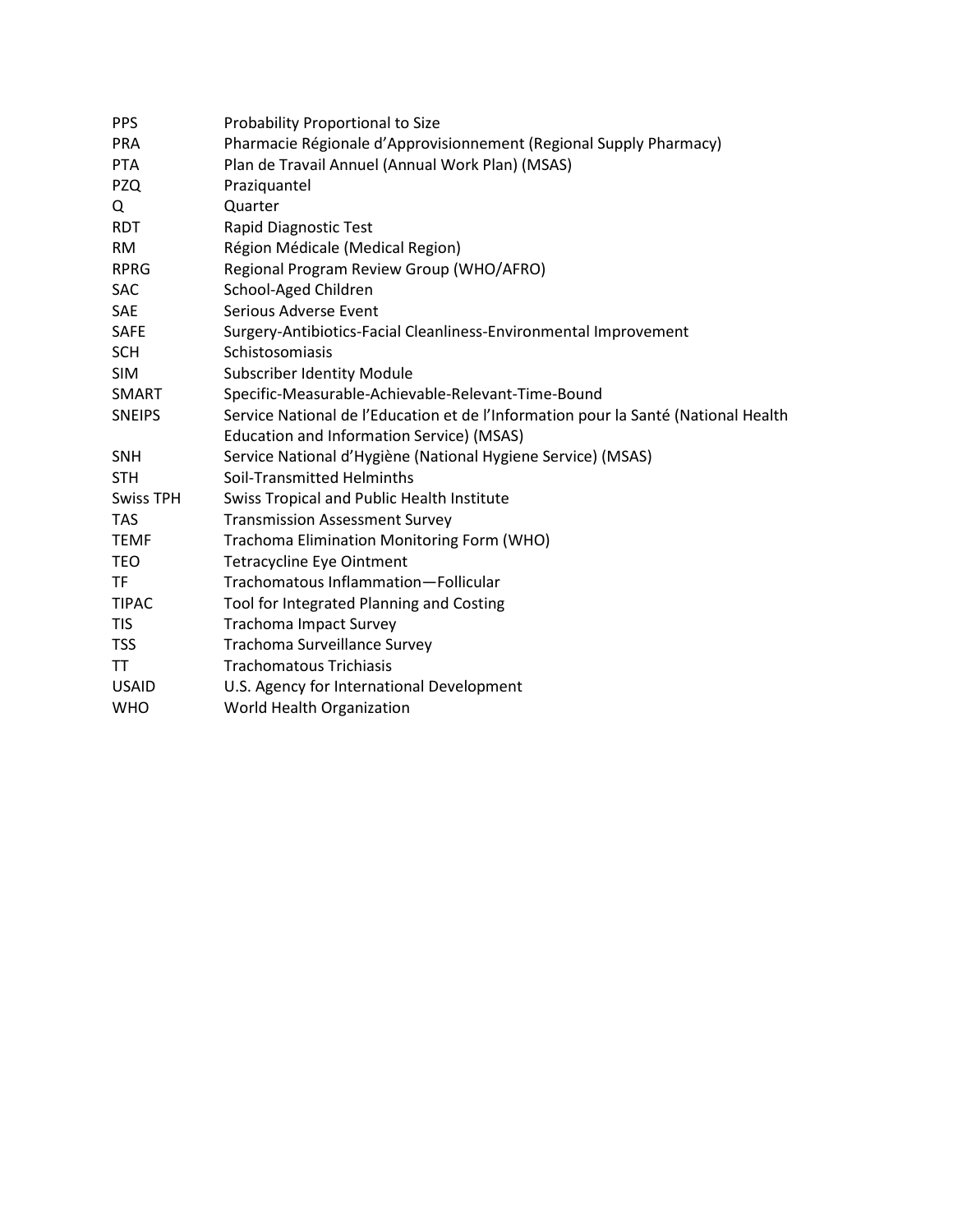| | |
|---|---|
| PPS | Probability Proportional to Size |
| PRA | Pharmacie Régionale d'Approvisionnement (Regional Supply Pharmacy) |
| PTA | Plan de Travail Annuel (Annual Work Plan) (MSAS) |
| PZQ | Praziquantel |
| Q | Quarter |
| RDT | Rapid Diagnostic Test |
| RM | Région Médicale (Medical Region) |
| RPRG | Regional Program Review Group (WHO/AFRO) |
| SAC | School-Aged Children |
| SAE | Serious Adverse Event |
| SAFE | Surgery-Antibiotics-Facial Cleanliness-Environmental Improvement |
| SCH | Schistosomiasis |
| SIM | Subscriber Identity Module |
| SMART | Specific-Measurable-Achievable-Relevant-Time-Bound |
| SNEIPS | Service National de l'Education et de l'Information pour la Santé (National Health Education and Information Service) (MSAS) |
| SNH | Service National d'Hygiène (National Hygiene Service) (MSAS) |
| STH | Soil-Transmitted Helminths |
| Swiss TPH | Swiss Tropical and Public Health Institute |
| TAS | Transmission Assessment Survey |
| TEMF | Trachoma Elimination Monitoring Form (WHO) |
| TEO | Tetracycline Eye Ointment |
| TF | Trachomatous Inflammation—Follicular |
| TIPAC | Tool for Integrated Planning and Costing |
| TIS | Trachoma Impact Survey |
| TSS | Trachoma Surveillance Survey |
| TT | Trachomatous Trichiasis |
| USAID | U.S. Agency for International Development |
| WHO | World Health Organization |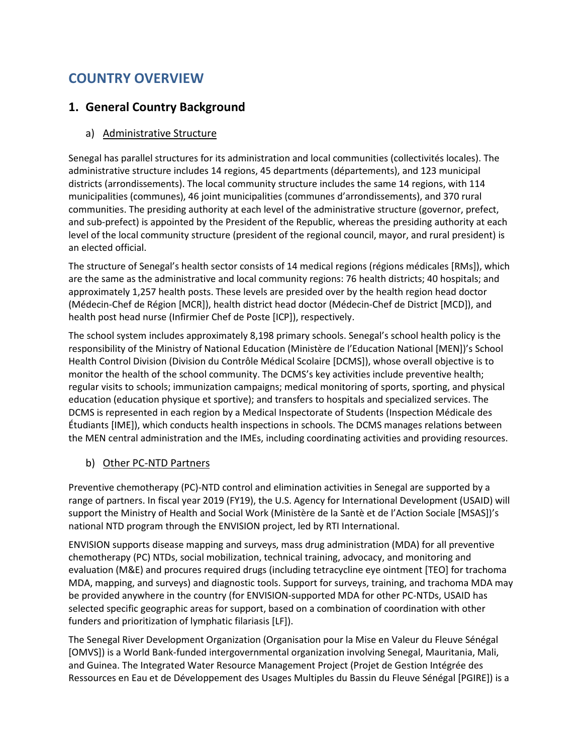# COUNTRY OVERVIEW

## 1. General Country Background

### a) Administrative Structure

Senegal has parallel structures for its administration and local communities (collectivités locales). The administrative structure includes 14 regions, 45 departments (départements), and 123 municipal districts (arrondissements). The local community structure includes the same 14 regions, with 114 municipalities (communes), 46 joint municipalities (communes d'arrondissements), and 370 rural communities. The presiding authority at each level of the administrative structure (governor, prefect, and sub-prefect) is appointed by the President of the Republic, whereas the presiding authority at each level of the local community structure (president of the regional council, mayor, and rural president) is an elected official.

The structure of Senegal's health sector consists of 14 medical regions (régions médicales [RMs]), which are the same as the administrative and local community regions: 76 health districts; 40 hospitals; and approximately 1,257 health posts. These levels are presided over by the health region head doctor (Médecin-Chef de Région [MCR]), health district head doctor (Médecin-Chef de District [MCD]), and health post head nurse (Infirmier Chef de Poste [ICP]), respectively.

The school system includes approximately 8,198 primary schools. Senegal's school health policy is the responsibility of the Ministry of National Education (Ministère de l'Education National [MEN])'s School Health Control Division (Division du Contrôle Médical Scolaire [DCMS]), whose overall objective is to monitor the health of the school community. The DCMS's key activities include preventive health; regular visits to schools; immunization campaigns; medical monitoring of sports, sporting, and physical education (education physique et sportive); and transfers to hospitals and specialized services. The DCMS is represented in each region by a Medical Inspectorate of Students (Inspection Médicale des Étudiants [IME]), which conducts health inspections in schools. The DCMS manages relations between the MEN central administration and the IMEs, including coordinating activities and providing resources.

### b) Other PC-NTD Partners

Preventive chemotherapy (PC)-NTD control and elimination activities in Senegal are supported by a range of partners. In fiscal year 2019 (FY19), the U.S. Agency for International Development (USAID) will support the Ministry of Health and Social Work (Ministère de la Santè et de l'Action Sociale [MSAS])'s national NTD program through the ENVISION project, led by RTI International.

ENVISION supports disease mapping and surveys, mass drug administration (MDA) for all preventive chemotherapy (PC) NTDs, social mobilization, technical training, advocacy, and monitoring and evaluation (M&E) and procures required drugs (including tetracycline eye ointment [TEO] for trachoma MDA, mapping, and surveys) and diagnostic tools. Support for surveys, training, and trachoma MDA may be provided anywhere in the country (for ENVISION-supported MDA for other PC-NTDs, USAID has selected specific geographic areas for support, based on a combination of coordination with other funders and prioritization of lymphatic filariasis [LF]).

The Senegal River Development Organization (Organisation pour la Mise en Valeur du Fleuve Sénégal [OMVS]) is a World Bank-funded intergovernmental organization involving Senegal, Mauritania, Mali, and Guinea. The Integrated Water Resource Management Project (Projet de Gestion Intégrée des Ressources en Eau et de Développement des Usages Multiples du Bassin du Fleuve Sénégal [PGIRE]) is a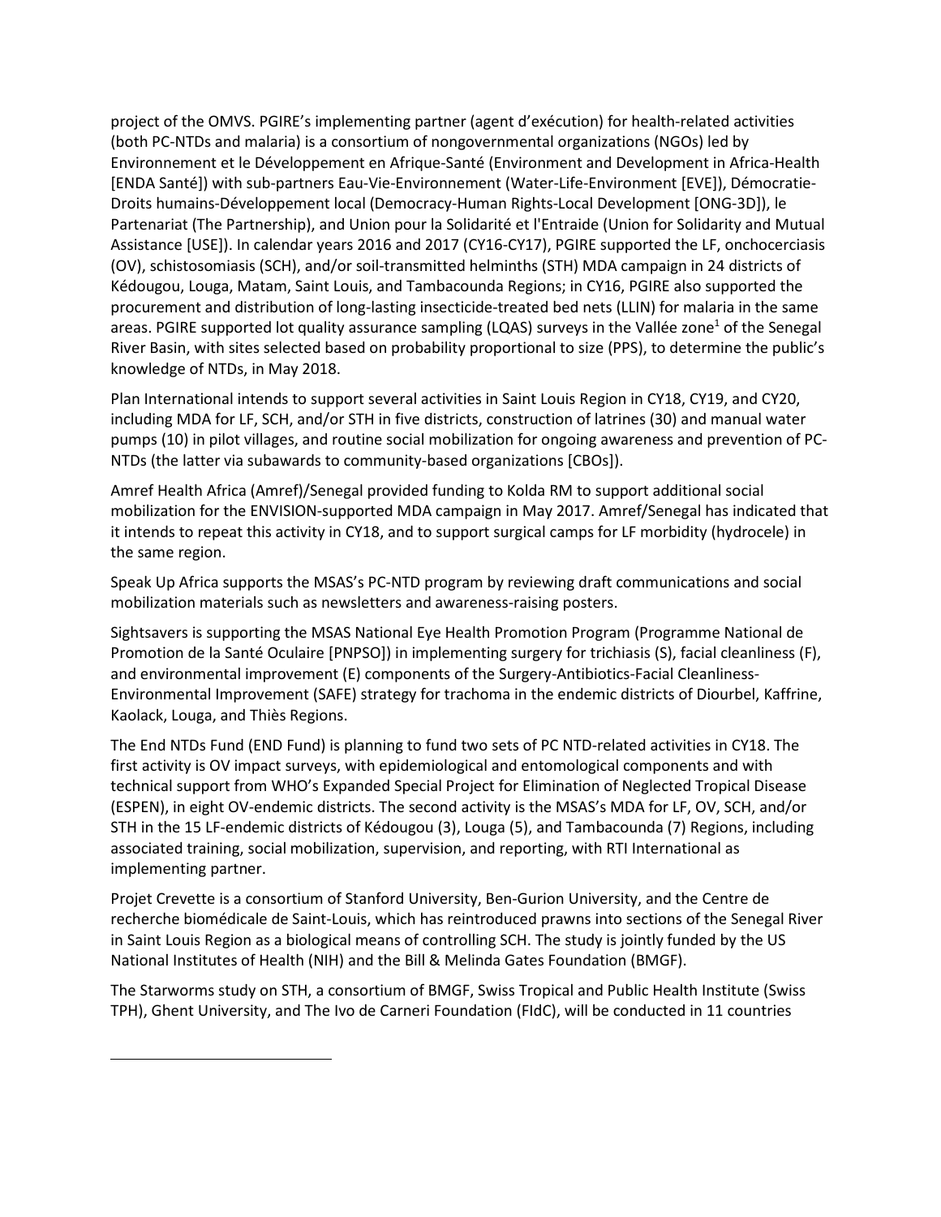project of the OMVS. PGIRE's implementing partner (agent d'exécution) for health-related activities (both PC-NTDs and malaria) is a consortium of nongovernmental organizations (NGOs) led by Environnement et le Développement en Afrique-Santé (Environment and Development in Africa-Health [ENDA Santé]) with sub-partners Eau-Vie-Environnement (Water-Life-Environment [EVE]), Démocratie-Droits humains-Développement local (Democracy-Human Rights-Local Development [ONG-3D]), le Partenariat (The Partnership), and Union pour la Solidarité et l'Entraide (Union for Solidarity and Mutual Assistance [USE]). In calendar years 2016 and 2017 (CY16-CY17), PGIRE supported the LF, onchocerciasis (OV), schistosomiasis (SCH), and/or soil-transmitted helminths (STH) MDA campaign in 24 districts of Kédougou, Louga, Matam, Saint Louis, and Tambacounda Regions; in CY16, PGIRE also supported the procurement and distribution of long-lasting insecticide-treated bed nets (LLIN) for malaria in the same areas. PGIRE supported lot quality assurance sampling (LQAS) surveys in the Vallée zone[1] of the Senegal River Basin, with sites selected based on probability proportional to size (PPS), to determine the public's knowledge of NTDs, in May 2018.

Plan International intends to support several activities in Saint Louis Region in CY18, CY19, and CY20, including MDA for LF, SCH, and/or STH in five districts, construction of latrines (30) and manual water pumps (10) in pilot villages, and routine social mobilization for ongoing awareness and prevention of PC-NTDs (the latter via subawards to community-based organizations [CBOs]).

Amref Health Africa (Amref)/Senegal provided funding to Kolda RM to support additional social mobilization for the ENVISION-supported MDA campaign in May 2017. Amref/Senegal has indicated that it intends to repeat this activity in CY18, and to support surgical camps for LF morbidity (hydrocele) in the same region.

Speak Up Africa supports the MSAS's PC-NTD program by reviewing draft communications and social mobilization materials such as newsletters and awareness-raising posters.

Sightsavers is supporting the MSAS National Eye Health Promotion Program (Programme National de Promotion de la Santé Oculaire [PNPSO]) in implementing surgery for trichiasis (S), facial cleanliness (F), and environmental improvement (E) components of the Surgery-Antibiotics-Facial Cleanliness-Environmental Improvement (SAFE) strategy for trachoma in the endemic districts of Diourbel, Kaffrine, Kaolack, Louga, and Thiès Regions.

The End NTDs Fund (END Fund) is planning to fund two sets of PC NTD-related activities in CY18. The first activity is OV impact surveys, with epidemiological and entomological components and with technical support from WHO's Expanded Special Project for Elimination of Neglected Tropical Disease (ESPEN), in eight OV-endemic districts. The second activity is the MSAS's MDA for LF, OV, SCH, and/or STH in the 15 LF-endemic districts of Kédougou (3), Louga (5), and Tambacounda (7) Regions, including associated training, social mobilization, supervision, and reporting, with RTI International as implementing partner.

Projet Crevette is a consortium of Stanford University, Ben-Gurion University, and the Centre de recherche biomédicale de Saint-Louis, which has reintroduced prawns into sections of the Senegal River in Saint Louis Region as a biological means of controlling SCH. The study is jointly funded by the US National Institutes of Health (NIH) and the Bill & Melinda Gates Foundation (BMGF).

The Starworms study on STH, a consortium of BMGF, Swiss Tropical and Public Health Institute (Swiss TPH), Ghent University, and The Ivo de Carneri Foundation (FIdC), will be conducted in 11 countries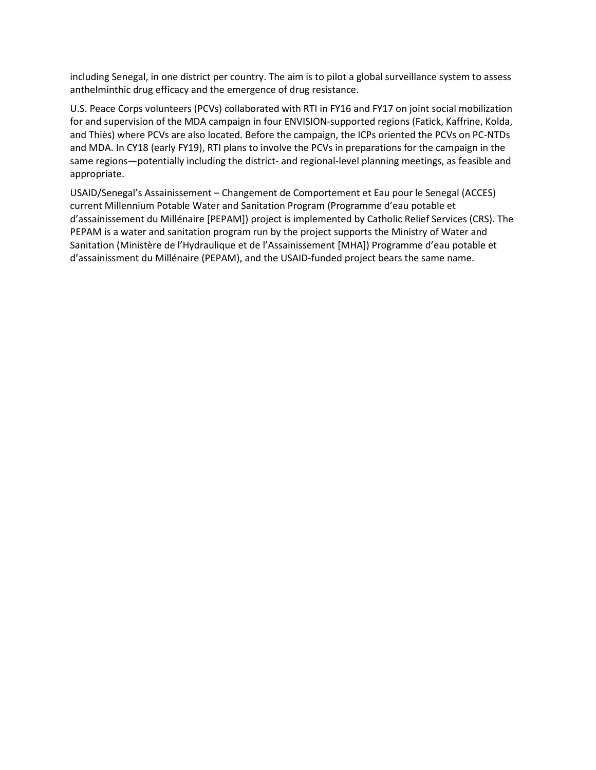including Senegal, in one district per country. The aim is to pilot a global surveillance system to assess anthelminthic drug efficacy and the emergence of drug resistance.

U.S. Peace Corps volunteers (PCVs) collaborated with RTI in FY16 and FY17 on joint social mobilization for and supervision of the MDA campaign in four ENVISION-supported regions (Fatick, Kaffrine, Kolda, and Thiès) where PCVs are also located. Before the campaign, the ICPs oriented the PCVs on PC-NTDs and MDA. In CY18 (early FY19), RTI plans to involve the PCVs in preparations for the campaign in the same regions—potentially including the district- and regional-level planning meetings, as feasible and appropriate.

USAID/Senegal's Assainissement – Changement de Comportement et Eau pour le Senegal (ACCES) current Millennium Potable Water and Sanitation Program (Programme d'eau potable et d'assainissement du Millénaire [PEPAM]) project is implemented by Catholic Relief Services (CRS). The PEPAM is a water and sanitation program run by the project supports the Ministry of Water and Sanitation (Ministère de l'Hydraulique et de l'Assainissement [MHA]) Programme d'eau potable et d'assainissment du Millénaire (PEPAM), and the USAID-funded project bears the same name.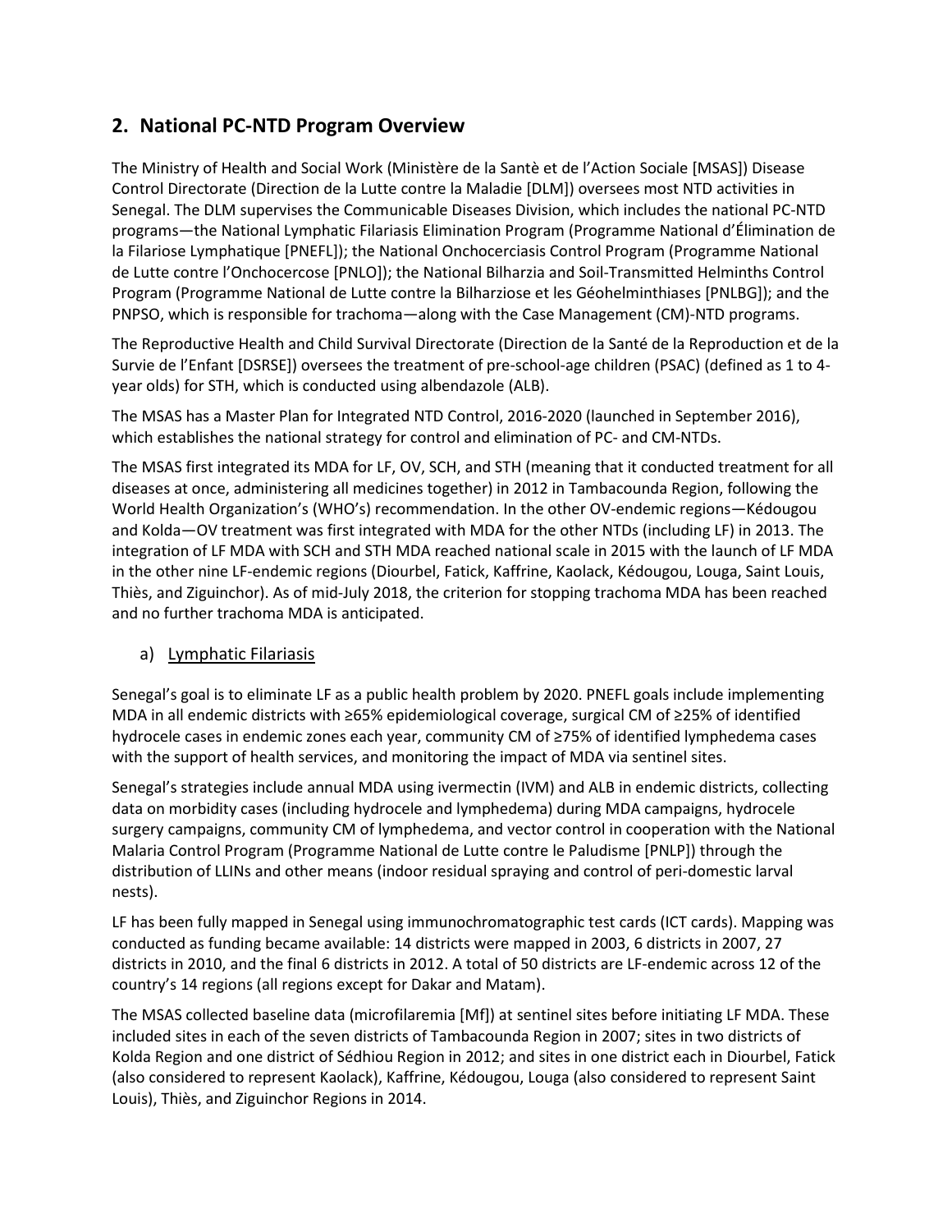## 2. National PC-NTD Program Overview

The Ministry of Health and Social Work (Ministère de la Santè et de l'Action Sociale [MSAS]) Disease Control Directorate (Direction de la Lutte contre la Maladie [DLM]) oversees most NTD activities in Senegal. The DLM supervises the Communicable Diseases Division, which includes the national PC-NTD programs—the National Lymphatic Filariasis Elimination Program (Programme National d'Élimination de la Filariose Lymphatique [PNEFL]); the National Onchocerciasis Control Program (Programme National de Lutte contre l'Onchocercose [PNLO]); the National Bilharzia and Soil-Transmitted Helminths Control Program (Programme National de Lutte contre la Bilharziose et les Géohelminthiases [PNLBG]); and the PNPSO, which is responsible for trachoma—along with the Case Management (CM)-NTD programs.

The Reproductive Health and Child Survival Directorate (Direction de la Santé de la Reproduction et de la Survie de l'Enfant [DSRSE]) oversees the treatment of pre-school-age children (PSAC) (defined as 1 to 4-year olds) for STH, which is conducted using albendazole (ALB).

The MSAS has a Master Plan for Integrated NTD Control, 2016-2020 (launched in September 2016), which establishes the national strategy for control and elimination of PC- and CM-NTDs.

The MSAS first integrated its MDA for LF, OV, SCH, and STH (meaning that it conducted treatment for all diseases at once, administering all medicines together) in 2012 in Tambacounda Region, following the World Health Organization's (WHO's) recommendation. In the other OV-endemic regions—Kédougou and Kolda—OV treatment was first integrated with MDA for the other NTDs (including LF) in 2013. The integration of LF MDA with SCH and STH MDA reached national scale in 2015 with the launch of LF MDA in the other nine LF-endemic regions (Diourbel, Fatick, Kaffrine, Kaolack, Kédougou, Louga, Saint Louis, Thiès, and Ziguinchor). As of mid-July 2018, the criterion for stopping trachoma MDA has been reached and no further trachoma MDA is anticipated.

### a) Lymphatic Filariasis

Senegal's goal is to eliminate LF as a public health problem by 2020. PNEFL goals include implementing MDA in all endemic districts with ≥65% epidemiological coverage, surgical CM of ≥25% of identified hydrocele cases in endemic zones each year, community CM of ≥75% of identified lymphedema cases with the support of health services, and monitoring the impact of MDA via sentinel sites.

Senegal's strategies include annual MDA using ivermectin (IVM) and ALB in endemic districts, collecting data on morbidity cases (including hydrocele and lymphedema) during MDA campaigns, hydrocele surgery campaigns, community CM of lymphedema, and vector control in cooperation with the National Malaria Control Program (Programme National de Lutte contre le Paludisme [PNLP]) through the distribution of LLINs and other means (indoor residual spraying and control of peri-domestic larval nests).

LF has been fully mapped in Senegal using immunochromatographic test cards (ICT cards). Mapping was conducted as funding became available: 14 districts were mapped in 2003, 6 districts in 2007, 27 districts in 2010, and the final 6 districts in 2012. A total of 50 districts are LF-endemic across 12 of the country's 14 regions (all regions except for Dakar and Matam).

The MSAS collected baseline data (microfilaremia [Mf]) at sentinel sites before initiating LF MDA. These included sites in each of the seven districts of Tambacounda Region in 2007; sites in two districts of Kolda Region and one district of Sédhiou Region in 2012; and sites in one district each in Diourbel, Fatick (also considered to represent Kaolack), Kaffrine, Kédougou, Louga (also considered to represent Saint Louis), Thiès, and Ziguinchor Regions in 2014.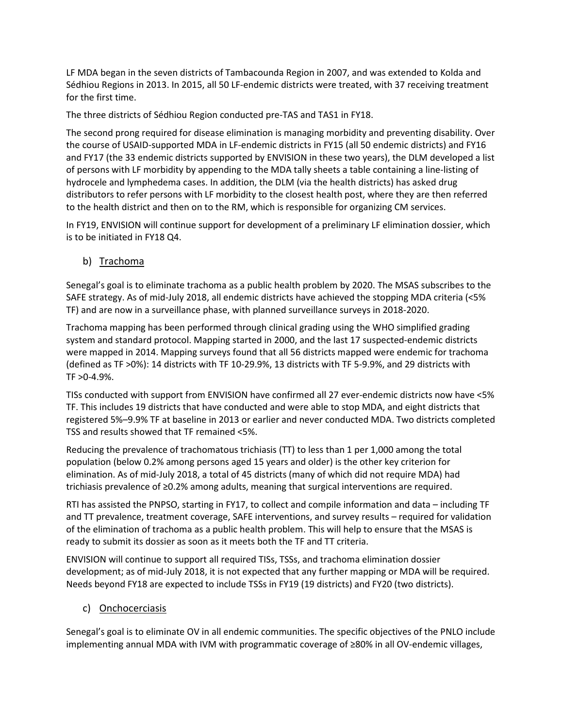LF MDA began in the seven districts of Tambacounda Region in 2007, and was extended to Kolda and Sédhiou Regions in 2013. In 2015, all 50 LF-endemic districts were treated, with 37 receiving treatment for the first time.

The three districts of Sédhiou Region conducted pre-TAS and TAS1 in FY18.

The second prong required for disease elimination is managing morbidity and preventing disability. Over the course of USAID-supported MDA in LF-endemic districts in FY15 (all 50 endemic districts) and FY16 and FY17 (the 33 endemic districts supported by ENVISION in these two years), the DLM developed a list of persons with LF morbidity by appending to the MDA tally sheets a table containing a line-listing of hydrocele and lymphedema cases. In addition, the DLM (via the health districts) has asked drug distributors to refer persons with LF morbidity to the closest health post, where they are then referred to the health district and then on to the RM, which is responsible for organizing CM services.

In FY19, ENVISION will continue support for development of a preliminary LF elimination dossier, which is to be initiated in FY18 Q4.

### b) Trachoma

Senegal's goal is to eliminate trachoma as a public health problem by 2020. The MSAS subscribes to the SAFE strategy. As of mid-July 2018, all endemic districts have achieved the stopping MDA criteria (<5% TF) and are now in a surveillance phase, with planned surveillance surveys in 2018-2020.

Trachoma mapping has been performed through clinical grading using the WHO simplified grading system and standard protocol. Mapping started in 2000, and the last 17 suspected-endemic districts were mapped in 2014. Mapping surveys found that all 56 districts mapped were endemic for trachoma (defined as TF >0%): 14 districts with TF 10-29.9%, 13 districts with TF 5-9.9%, and 29 districts with TF >0-4.9%.

TISs conducted with support from ENVISION have confirmed all 27 ever-endemic districts now have <5% TF. This includes 19 districts that have conducted and were able to stop MDA, and eight districts that registered 5%–9.9% TF at baseline in 2013 or earlier and never conducted MDA. Two districts completed TSS and results showed that TF remained <5%.

Reducing the prevalence of trachomatous trichiasis (TT) to less than 1 per 1,000 among the total population (below 0.2% among persons aged 15 years and older) is the other key criterion for elimination. As of mid-July 2018, a total of 45 districts (many of which did not require MDA) had trichiasis prevalence of ≥0.2% among adults, meaning that surgical interventions are required.

RTI has assisted the PNPSO, starting in FY17, to collect and compile information and data – including TF and TT prevalence, treatment coverage, SAFE interventions, and survey results – required for validation of the elimination of trachoma as a public health problem. This will help to ensure that the MSAS is ready to submit its dossier as soon as it meets both the TF and TT criteria.

ENVISION will continue to support all required TISs, TSSs, and trachoma elimination dossier development; as of mid-July 2018, it is not expected that any further mapping or MDA will be required. Needs beyond FY18 are expected to include TSSs in FY19 (19 districts) and FY20 (two districts).

### c) Onchocerciasis

Senegal's goal is to eliminate OV in all endemic communities. The specific objectives of the PNLO include implementing annual MDA with IVM with programmatic coverage of ≥80% in all OV-endemic villages,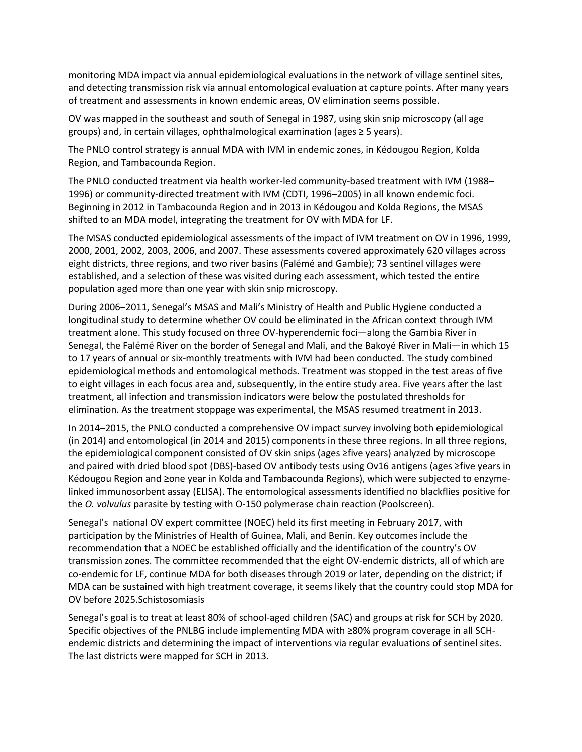monitoring MDA impact via annual epidemiological evaluations in the network of village sentinel sites, and detecting transmission risk via annual entomological evaluation at capture points. After many years of treatment and assessments in known endemic areas, OV elimination seems possible.

OV was mapped in the southeast and south of Senegal in 1987, using skin snip microscopy (all age groups) and, in certain villages, ophthalmological examination (ages ≥ 5 years).

The PNLO control strategy is annual MDA with IVM in endemic zones, in Kédougou Region, Kolda Region, and Tambacounda Region.

The PNLO conducted treatment via health worker-led community-based treatment with IVM (1988–1996) or community-directed treatment with IVM (CDTI, 1996–2005) in all known endemic foci. Beginning in 2012 in Tambacounda Region and in 2013 in Kédougou and Kolda Regions, the MSAS shifted to an MDA model, integrating the treatment for OV with MDA for LF.

The MSAS conducted epidemiological assessments of the impact of IVM treatment on OV in 1996, 1999, 2000, 2001, 2002, 2003, 2006, and 2007. These assessments covered approximately 620 villages across eight districts, three regions, and two river basins (Falémé and Gambie); 73 sentinel villages were established, and a selection of these was visited during each assessment, which tested the entire population aged more than one year with skin snip microscopy.

During 2006–2011, Senegal's MSAS and Mali's Ministry of Health and Public Hygiene conducted a longitudinal study to determine whether OV could be eliminated in the African context through IVM treatment alone. This study focused on three OV-hyperendemic foci—along the Gambia River in Senegal, the Falémé River on the border of Senegal and Mali, and the Bakoyé River in Mali—in which 15 to 17 years of annual or six-monthly treatments with IVM had been conducted. The study combined epidemiological methods and entomological methods. Treatment was stopped in the test areas of five to eight villages in each focus area and, subsequently, in the entire study area. Five years after the last treatment, all infection and transmission indicators were below the postulated thresholds for elimination. As the treatment stoppage was experimental, the MSAS resumed treatment in 2013.

In 2014–2015, the PNLO conducted a comprehensive OV impact survey involving both epidemiological (in 2014) and entomological (in 2014 and 2015) components in these three regions. In all three regions, the epidemiological component consisted of OV skin snips (ages ≥five years) analyzed by microscope and paired with dried blood spot (DBS)-based OV antibody tests using Ov16 antigens (ages ≥five years in Kédougou Region and ≥one year in Kolda and Tambacounda Regions), which were subjected to enzyme-linked immunosorbent assay (ELISA). The entomological assessments identified no blackflies positive for the *O. volvulus* parasite by testing with O-150 polymerase chain reaction (Poolscreen).

Senegal's national OV expert committee (NOEC) held its first meeting in February 2017, with participation by the Ministries of Health of Guinea, Mali, and Benin. Key outcomes include the recommendation that a NOEC be established officially and the identification of the country's OV transmission zones. The committee recommended that the eight OV-endemic districts, all of which are co-endemic for LF, continue MDA for both diseases through 2019 or later, depending on the district; if MDA can be sustained with high treatment coverage, it seems likely that the country could stop MDA for OV before 2025.

### Schistosomiasis

Senegal's goal is to treat at least 80% of school-aged children (SAC) and groups at risk for SCH by 2020. Specific objectives of the PNLBG include implementing MDA with ≥80% program coverage in all SCH-endemic districts and determining the impact of interventions via regular evaluations of sentinel sites. The last districts were mapped for SCH in 2013.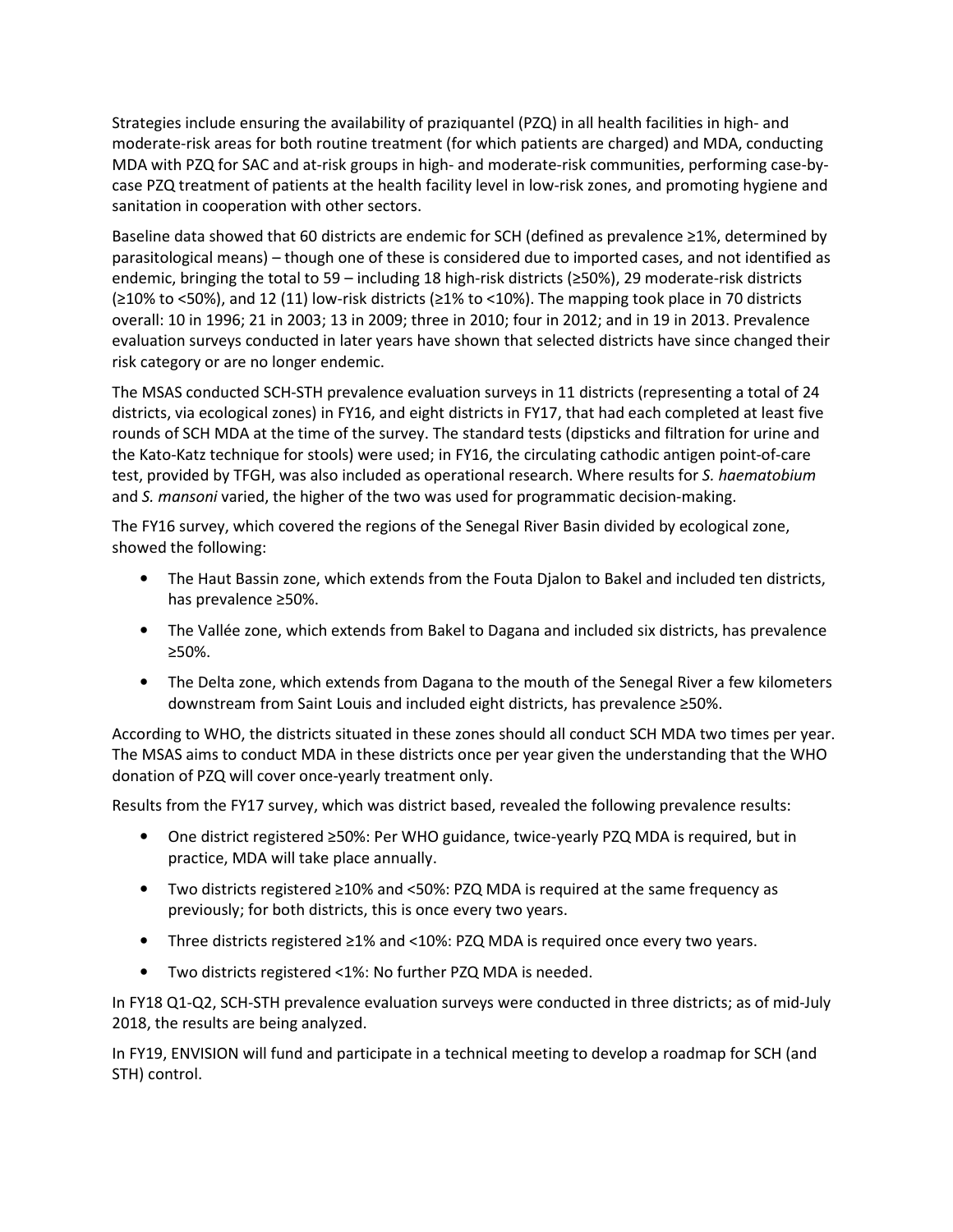Strategies include ensuring the availability of praziquantel (PZQ) in all health facilities in high- and moderate-risk areas for both routine treatment (for which patients are charged) and MDA, conducting MDA with PZQ for SAC and at-risk groups in high- and moderate-risk communities, performing case-by-case PZQ treatment of patients at the health facility level in low-risk zones, and promoting hygiene and sanitation in cooperation with other sectors.

Baseline data showed that 60 districts are endemic for SCH (defined as prevalence ≥1%, determined by parasitological means) – though one of these is considered due to imported cases, and not identified as endemic, bringing the total to 59 – including 18 high-risk districts (≥50%), 29 moderate-risk districts (≥10% to <50%), and 12 (11) low-risk districts (≥1% to <10%). The mapping took place in 70 districts overall: 10 in 1996; 21 in 2003; 13 in 2009; three in 2010; four in 2012; and in 19 in 2013. Prevalence evaluation surveys conducted in later years have shown that selected districts have since changed their risk category or are no longer endemic.

The MSAS conducted SCH-STH prevalence evaluation surveys in 11 districts (representing a total of 24 districts, via ecological zones) in FY16, and eight districts in FY17, that had each completed at least five rounds of SCH MDA at the time of the survey. The standard tests (dipsticks and filtration for urine and the Kato-Katz technique for stools) were used; in FY16, the circulating cathodic antigen point-of-care test, provided by TFGH, was also included as operational research. Where results for *S. haematobium* and *S. mansoni* varied, the higher of the two was used for programmatic decision-making.

The FY16 survey, which covered the regions of the Senegal River Basin divided by ecological zone, showed the following:

- The Haut Bassin zone, which extends from the Fouta Djalon to Bakel and included ten districts, has prevalence ≥50%.
- The Vallée zone, which extends from Bakel to Dagana and included six districts, has prevalence ≥50%.
- The Delta zone, which extends from Dagana to the mouth of the Senegal River a few kilometers downstream from Saint Louis and included eight districts, has prevalence ≥50%.

According to WHO, the districts situated in these zones should all conduct SCH MDA two times per year. The MSAS aims to conduct MDA in these districts once per year given the understanding that the WHO donation of PZQ will cover once-yearly treatment only.

Results from the FY17 survey, which was district based, revealed the following prevalence results:

- One district registered ≥50%: Per WHO guidance, twice-yearly PZQ MDA is required, but in practice, MDA will take place annually.
- Two districts registered ≥10% and <50%: PZQ MDA is required at the same frequency as previously; for both districts, this is once every two years.
- Three districts registered ≥1% and <10%: PZQ MDA is required once every two years.
- Two districts registered <1%: No further PZQ MDA is needed.

In FY18 Q1-Q2, SCH-STH prevalence evaluation surveys were conducted in three districts; as of mid-July 2018, the results are being analyzed.

In FY19, ENVISION will fund and participate in a technical meeting to develop a roadmap for SCH (and STH) control.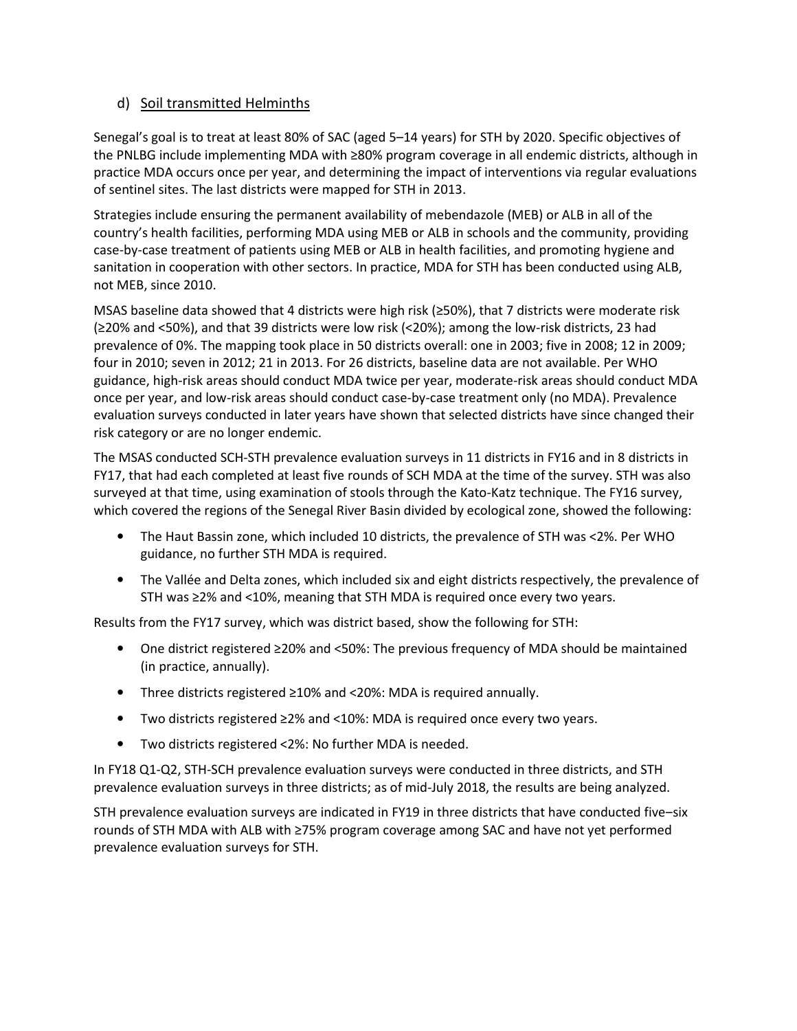### d) Soil transmitted Helminths

Senegal's goal is to treat at least 80% of SAC (aged 5–14 years) for STH by 2020. Specific objectives of the PNLBG include implementing MDA with ≥80% program coverage in all endemic districts, although in practice MDA occurs once per year, and determining the impact of interventions via regular evaluations of sentinel sites. The last districts were mapped for STH in 2013.

Strategies include ensuring the permanent availability of mebendazole (MEB) or ALB in all of the country's health facilities, performing MDA using MEB or ALB in schools and the community, providing case-by-case treatment of patients using MEB or ALB in health facilities, and promoting hygiene and sanitation in cooperation with other sectors. In practice, MDA for STH has been conducted using ALB, not MEB, since 2010.

MSAS baseline data showed that 4 districts were high risk (≥50%), that 7 districts were moderate risk (≥20% and <50%), and that 39 districts were low risk (<20%); among the low-risk districts, 23 had prevalence of 0%. The mapping took place in 50 districts overall: one in 2003; five in 2008; 12 in 2009; four in 2010; seven in 2012; 21 in 2013. For 26 districts, baseline data are not available. Per WHO guidance, high-risk areas should conduct MDA twice per year, moderate-risk areas should conduct MDA once per year, and low-risk areas should conduct case-by-case treatment only (no MDA). Prevalence evaluation surveys conducted in later years have shown that selected districts have since changed their risk category or are no longer endemic.

The MSAS conducted SCH-STH prevalence evaluation surveys in 11 districts in FY16 and in 8 districts in FY17, that had each completed at least five rounds of SCH MDA at the time of the survey. STH was also surveyed at that time, using examination of stools through the Kato-Katz technique. The FY16 survey, which covered the regions of the Senegal River Basin divided by ecological zone, showed the following:

- The Haut Bassin zone, which included 10 districts, the prevalence of STH was <2%. Per WHO guidance, no further STH MDA is required.
- The Vallée and Delta zones, which included six and eight districts respectively, the prevalence of STH was ≥2% and <10%, meaning that STH MDA is required once every two years.

Results from the FY17 survey, which was district based, show the following for STH:

- One district registered ≥20% and <50%: The previous frequency of MDA should be maintained (in practice, annually).
- Three districts registered ≥10% and <20%: MDA is required annually.
- Two districts registered ≥2% and <10%: MDA is required once every two years.
- Two districts registered <2%: No further MDA is needed.

In FY18 Q1-Q2, STH-SCH prevalence evaluation surveys were conducted in three districts, and STH prevalence evaluation surveys in three districts; as of mid-July 2018, the results are being analyzed.

STH prevalence evaluation surveys are indicated in FY19 in three districts that have conducted five–six rounds of STH MDA with ALB with ≥75% program coverage among SAC and have not yet performed prevalence evaluation surveys for STH.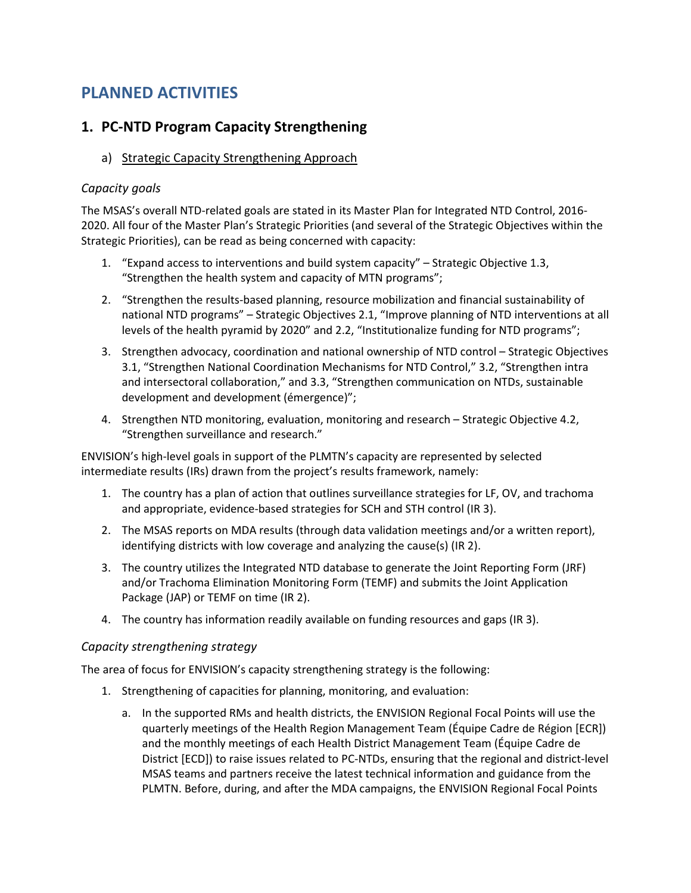# PLANNED ACTIVITIES

## 1. PC-NTD Program Capacity Strengthening

### a) Strategic Capacity Strengthening Approach

*Capacity goals*

The MSAS's overall NTD-related goals are stated in its Master Plan for Integrated NTD Control, 2016-2020. All four of the Master Plan's Strategic Priorities (and several of the Strategic Objectives within the Strategic Priorities), can be read as being concerned with capacity:

1. "Expand access to interventions and build system capacity" – Strategic Objective 1.3, "Strengthen the health system and capacity of MTN programs";
2. "Strengthen the results-based planning, resource mobilization and financial sustainability of national NTD programs" – Strategic Objectives 2.1, "Improve planning of NTD interventions at all levels of the health pyramid by 2020" and 2.2, "Institutionalize funding for NTD programs";
3. Strengthen advocacy, coordination and national ownership of NTD control – Strategic Objectives 3.1, "Strengthen National Coordination Mechanisms for NTD Control," 3.2, "Strengthen intra and intersectoral collaboration," and 3.3, "Strengthen communication on NTDs, sustainable development and development (émergence)";
4. Strengthen NTD monitoring, evaluation, monitoring and research – Strategic Objective 4.2, "Strengthen surveillance and research."

ENVISION's high-level goals in support of the PLMTN's capacity are represented by selected intermediate results (IRs) drawn from the project's results framework, namely:

1. The country has a plan of action that outlines surveillance strategies for LF, OV, and trachoma and appropriate, evidence-based strategies for SCH and STH control (IR 3).
2. The MSAS reports on MDA results (through data validation meetings and/or a written report), identifying districts with low coverage and analyzing the cause(s) (IR 2).
3. The country utilizes the Integrated NTD database to generate the Joint Reporting Form (JRF) and/or Trachoma Elimination Monitoring Form (TEMF) and submits the Joint Application Package (JAP) or TEMF on time (IR 2).
4. The country has information readily available on funding resources and gaps (IR 3).

*Capacity strengthening strategy*

The area of focus for ENVISION's capacity strengthening strategy is the following:

1. Strengthening of capacities for planning, monitoring, and evaluation:
   a. In the supported RMs and health districts, the ENVISION Regional Focal Points will use the quarterly meetings of the Health Region Management Team (Équipe Cadre de Région [ECR]) and the monthly meetings of each Health District Management Team (Équipe Cadre de District [ECD]) to raise issues related to PC-NTDs, ensuring that the regional and district-level MSAS teams and partners receive the latest technical information and guidance from the PLMTN. Before, during, and after the MDA campaigns, the ENVISION Regional Focal Points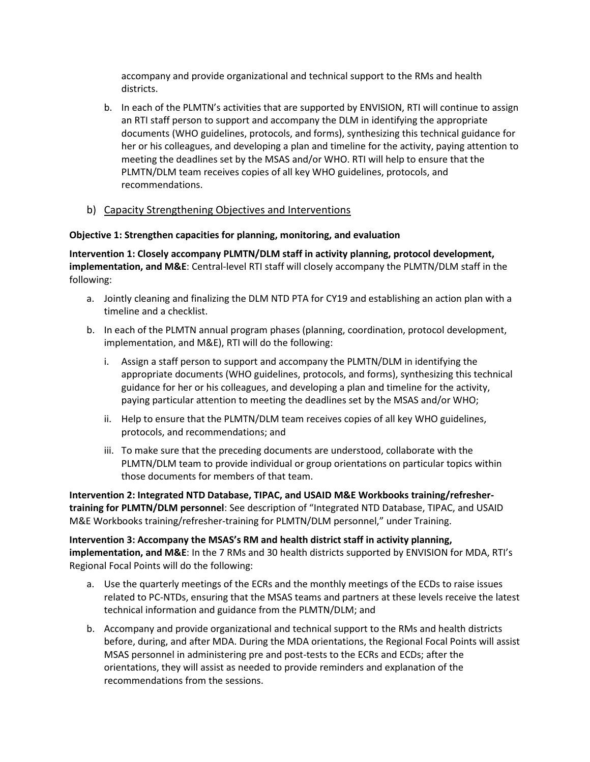accompany and provide organizational and technical support to the RMs and health districts.

b. In each of the PLMTN's activities that are supported by ENVISION, RTI will continue to assign an RTI staff person to support and accompany the DLM in identifying the appropriate documents (WHO guidelines, protocols, and forms), synthesizing this technical guidance for her or his colleagues, and developing a plan and timeline for the activity, paying attention to meeting the deadlines set by the MSAS and/or WHO. RTI will help to ensure that the PLMTN/DLM team receives copies of all key WHO guidelines, protocols, and recommendations.

## b) Capacity Strengthening Objectives and Interventions

**Objective 1: Strengthen capacities for planning, monitoring, and evaluation**

**Intervention 1: Closely accompany PLMTN/DLM staff in activity planning, protocol development, implementation, and M&E**: Central-level RTI staff will closely accompany the PLMTN/DLM staff in the following:

a. Jointly cleaning and finalizing the DLM NTD PTA for CY19 and establishing an action plan with a timeline and a checklist.

b. In each of the PLMTN annual program phases (planning, coordination, protocol development, implementation, and M&E), RTI will do the following:

   i. Assign a staff person to support and accompany the PLMTN/DLM in identifying the appropriate documents (WHO guidelines, protocols, and forms), synthesizing this technical guidance for her or his colleagues, and developing a plan and timeline for the activity, paying particular attention to meeting the deadlines set by the MSAS and/or WHO;

   ii. Help to ensure that the PLMTN/DLM team receives copies of all key WHO guidelines, protocols, and recommendations; and

   iii. To make sure that the preceding documents are understood, collaborate with the PLMTN/DLM team to provide individual or group orientations on particular topics within those documents for members of that team.

**Intervention 2: Integrated NTD Database, TIPAC, and USAID M&E Workbooks training/refresher-training for PLMTN/DLM personnel**: See description of "Integrated NTD Database, TIPAC, and USAID M&E Workbooks training/refresher-training for PLMTN/DLM personnel," under Training.

**Intervention 3: Accompany the MSAS's RM and health district staff in activity planning, implementation, and M&E**: In the 7 RMs and 30 health districts supported by ENVISION for MDA, RTI's Regional Focal Points will do the following:

a. Use the quarterly meetings of the ECRs and the monthly meetings of the ECDs to raise issues related to PC-NTDs, ensuring that the MSAS teams and partners at these levels receive the latest technical information and guidance from the PLMTN/DLM; and

b. Accompany and provide organizational and technical support to the RMs and health districts before, during, and after MDA. During the MDA orientations, the Regional Focal Points will assist MSAS personnel in administering pre and post-tests to the ECRs and ECDs; after the orientations, they will assist as needed to provide reminders and explanation of the recommendations from the sessions.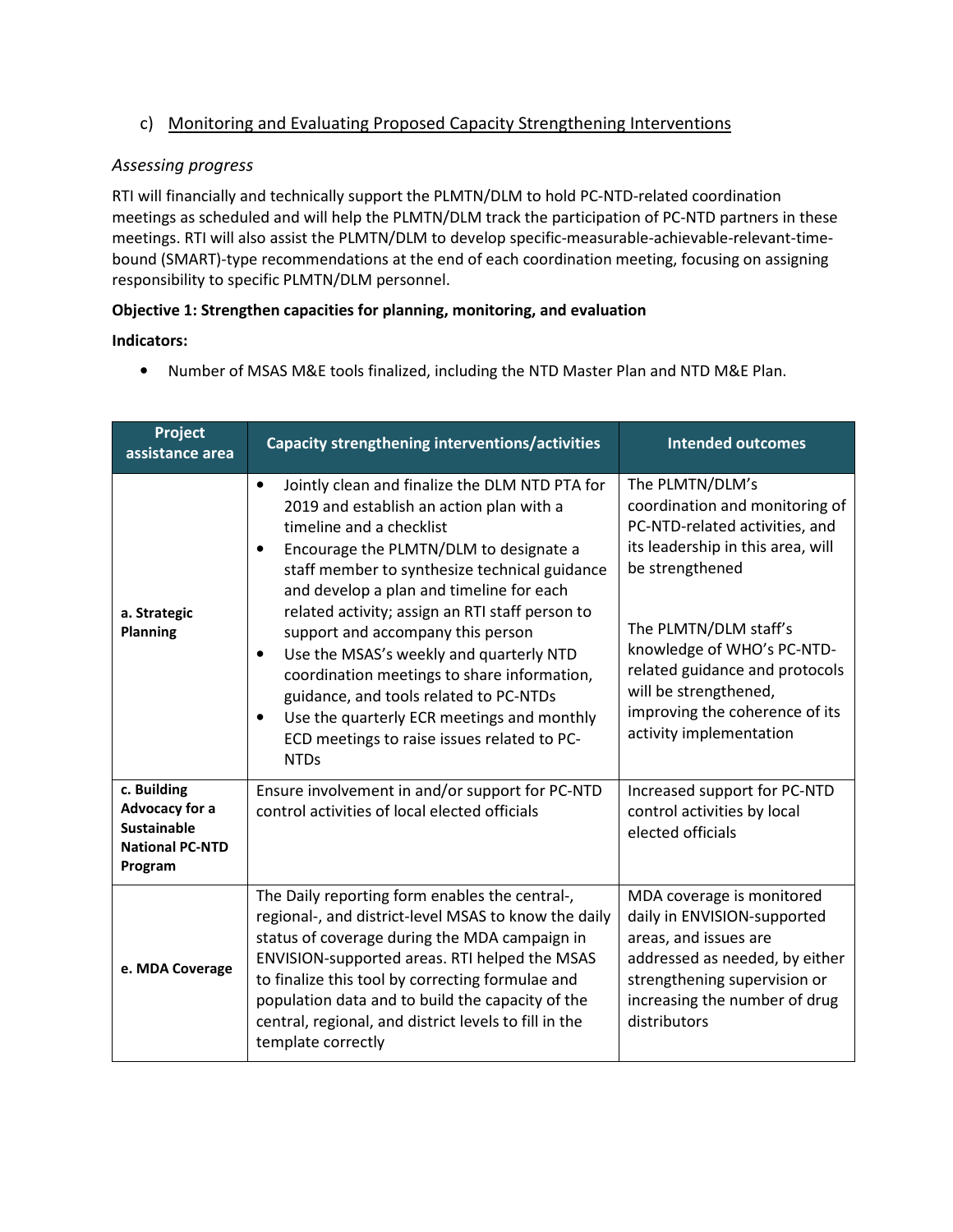### c) Monitoring and Evaluating Proposed Capacity Strengthening Interventions

*Assessing progress*

RTI will financially and technically support the PLMTN/DLM to hold PC-NTD-related coordination meetings as scheduled and will help the PLMTN/DLM track the participation of PC-NTD partners in these meetings. RTI will also assist the PLMTN/DLM to develop specific-measurable-achievable-relevant-time-bound (SMART)-type recommendations at the end of each coordination meeting, focusing on assigning responsibility to specific PLMTN/DLM personnel.

**Objective 1: Strengthen capacities for planning, monitoring, and evaluation**

**Indicators:**

- Number of MSAS M&E tools finalized, including the NTD Master Plan and NTD M&E Plan.

| Project assistance area | Capacity strengthening interventions/activities | Intended outcomes |
|---|---|---|
| **a. Strategic Planning** | • Jointly clean and finalize the DLM NTD PTA for 2019 and establish an action plan with a timeline and a checklist<br>• Encourage the PLMTN/DLM to designate a staff member to synthesize technical guidance and develop a plan and timeline for each related activity; assign an RTI staff person to support and accompany this person<br>• Use the MSAS's weekly and quarterly NTD coordination meetings to share information, guidance, and tools related to PC-NTDs<br>• Use the quarterly ECR meetings and monthly ECD meetings to raise issues related to PC-NTDs | The PLMTN/DLM's coordination and monitoring of PC-NTD-related activities, and its leadership in this area, will be strengthened<br><br>The PLMTN/DLM staff's knowledge of WHO's PC-NTD-related guidance and protocols will be strengthened, improving the coherence of its activity implementation |
| **c. Building Advocacy for a Sustainable National PC-NTD Program** | Ensure involvement in and/or support for PC-NTD control activities of local elected officials | Increased support for PC-NTD control activities by local elected officials |
| **e. MDA Coverage** | The Daily reporting form enables the central-, regional-, and district-level MSAS to know the daily status of coverage during the MDA campaign in ENVISION-supported areas. RTI helped the MSAS to finalize this tool by correcting formulae and population data and to build the capacity of the central, regional, and district levels to fill in the template correctly | MDA coverage is monitored daily in ENVISION-supported areas, and issues are addressed as needed, by either strengthening supervision or increasing the number of drug distributors |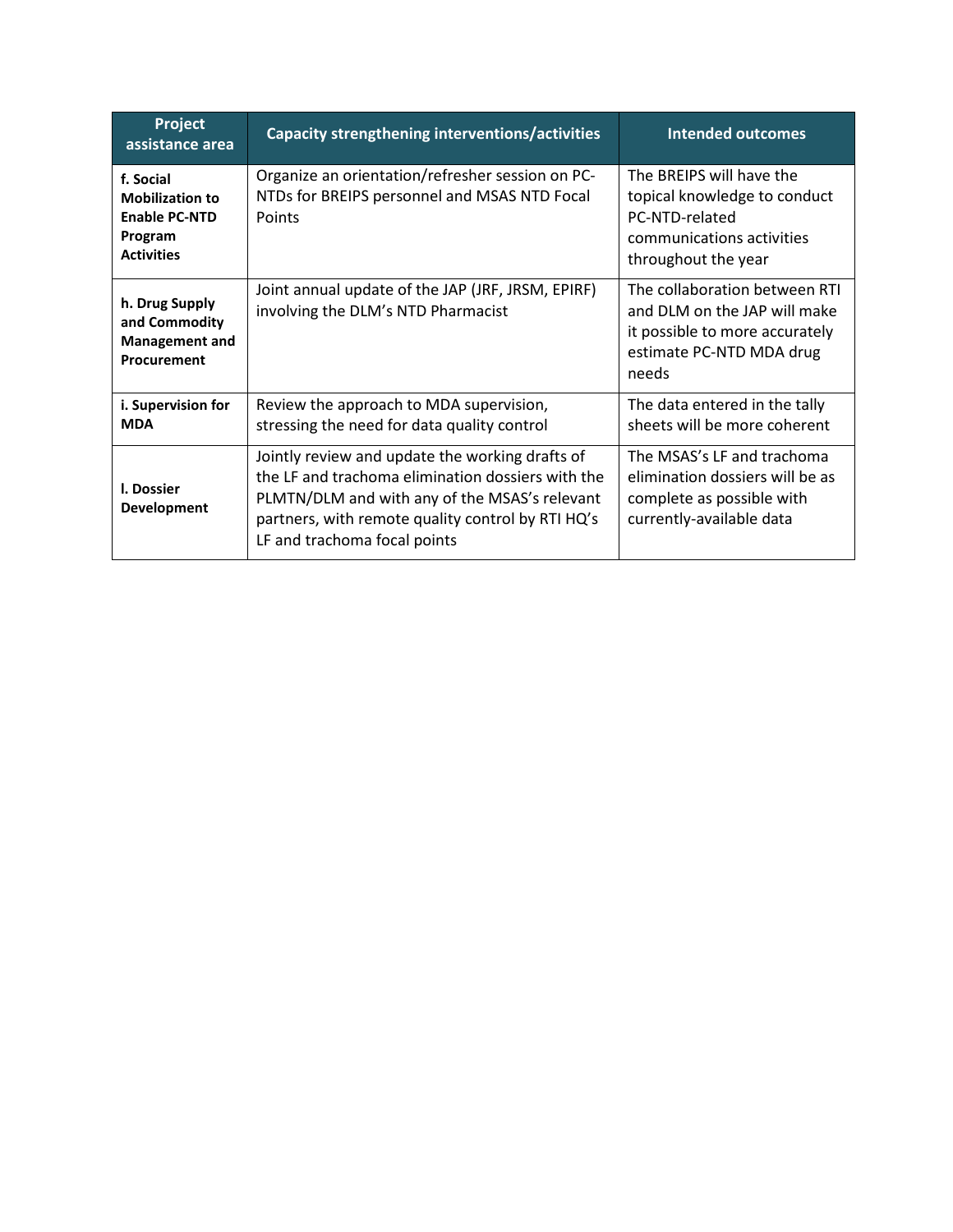| Project assistance area | Capacity strengthening interventions/activities | Intended outcomes |
|---|---|---|
| **f. Social Mobilization to Enable PC-NTD Program Activities** | Organize an orientation/refresher session on PC-NTDs for BREIPS personnel and MSAS NTD Focal Points | The BREIPS will have the topical knowledge to conduct PC-NTD-related communications activities throughout the year |
| **h. Drug Supply and Commodity Management and Procurement** | Joint annual update of the JAP (JRF, JRSM, EPIRF) involving the DLM's NTD Pharmacist | The collaboration between RTI and DLM on the JAP will make it possible to more accurately estimate PC-NTD MDA drug needs |
| **i. Supervision for MDA** | Review the approach to MDA supervision, stressing the need for data quality control | The data entered in the tally sheets will be more coherent |
| **l. Dossier Development** | Jointly review and update the working drafts of the LF and trachoma elimination dossiers with the PLMTN/DLM and with any of the MSAS's relevant partners, with remote quality control by RTI HQ's LF and trachoma focal points | The MSAS's LF and trachoma elimination dossiers will be as complete as possible with currently-available data |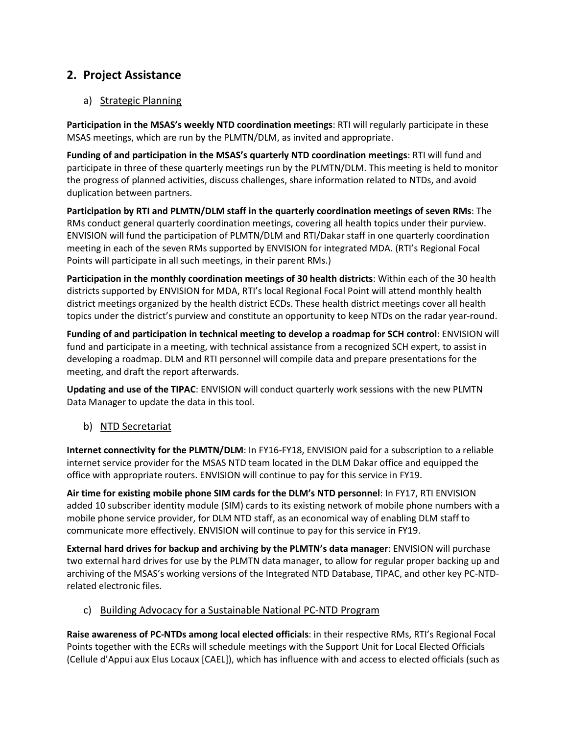## 2. Project Assistance

### a) Strategic Planning

**Participation in the MSAS's weekly NTD coordination meetings**: RTI will regularly participate in these MSAS meetings, which are run by the PLMTN/DLM, as invited and appropriate.

**Funding of and participation in the MSAS's quarterly NTD coordination meetings**: RTI will fund and participate in three of these quarterly meetings run by the PLMTN/DLM. This meeting is held to monitor the progress of planned activities, discuss challenges, share information related to NTDs, and avoid duplication between partners.

**Participation by RTI and PLMTN/DLM staff in the quarterly coordination meetings of seven RMs**: The RMs conduct general quarterly coordination meetings, covering all health topics under their purview. ENVISION will fund the participation of PLMTN/DLM and RTI/Dakar staff in one quarterly coordination meeting in each of the seven RMs supported by ENVISION for integrated MDA. (RTI's Regional Focal Points will participate in all such meetings, in their parent RMs.)

**Participation in the monthly coordination meetings of 30 health districts**: Within each of the 30 health districts supported by ENVISION for MDA, RTI's local Regional Focal Point will attend monthly health district meetings organized by the health district ECDs. These health district meetings cover all health topics under the district's purview and constitute an opportunity to keep NTDs on the radar year-round.

**Funding of and participation in technical meeting to develop a roadmap for SCH control**: ENVISION will fund and participate in a meeting, with technical assistance from a recognized SCH expert, to assist in developing a roadmap. DLM and RTI personnel will compile data and prepare presentations for the meeting, and draft the report afterwards.

**Updating and use of the TIPAC**: ENVISION will conduct quarterly work sessions with the new PLMTN Data Manager to update the data in this tool.

### b) NTD Secretariat

**Internet connectivity for the PLMTN/DLM**: In FY16-FY18, ENVISION paid for a subscription to a reliable internet service provider for the MSAS NTD team located in the DLM Dakar office and equipped the office with appropriate routers. ENVISION will continue to pay for this service in FY19.

**Air time for existing mobile phone SIM cards for the DLM's NTD personnel**: In FY17, RTI ENVISION added 10 subscriber identity module (SIM) cards to its existing network of mobile phone numbers with a mobile phone service provider, for DLM NTD staff, as an economical way of enabling DLM staff to communicate more effectively. ENVISION will continue to pay for this service in FY19.

**External hard drives for backup and archiving by the PLMTN's data manager**: ENVISION will purchase two external hard drives for use by the PLMTN data manager, to allow for regular proper backing up and archiving of the MSAS's working versions of the Integrated NTD Database, TIPAC, and other key PC-NTD-related electronic files.

### c) Building Advocacy for a Sustainable National PC-NTD Program

**Raise awareness of PC-NTDs among local elected officials**: in their respective RMs, RTI's Regional Focal Points together with the ECRs will schedule meetings with the Support Unit for Local Elected Officials (Cellule d'Appui aux Elus Locaux [CAEL]), which has influence with and access to elected officials (such as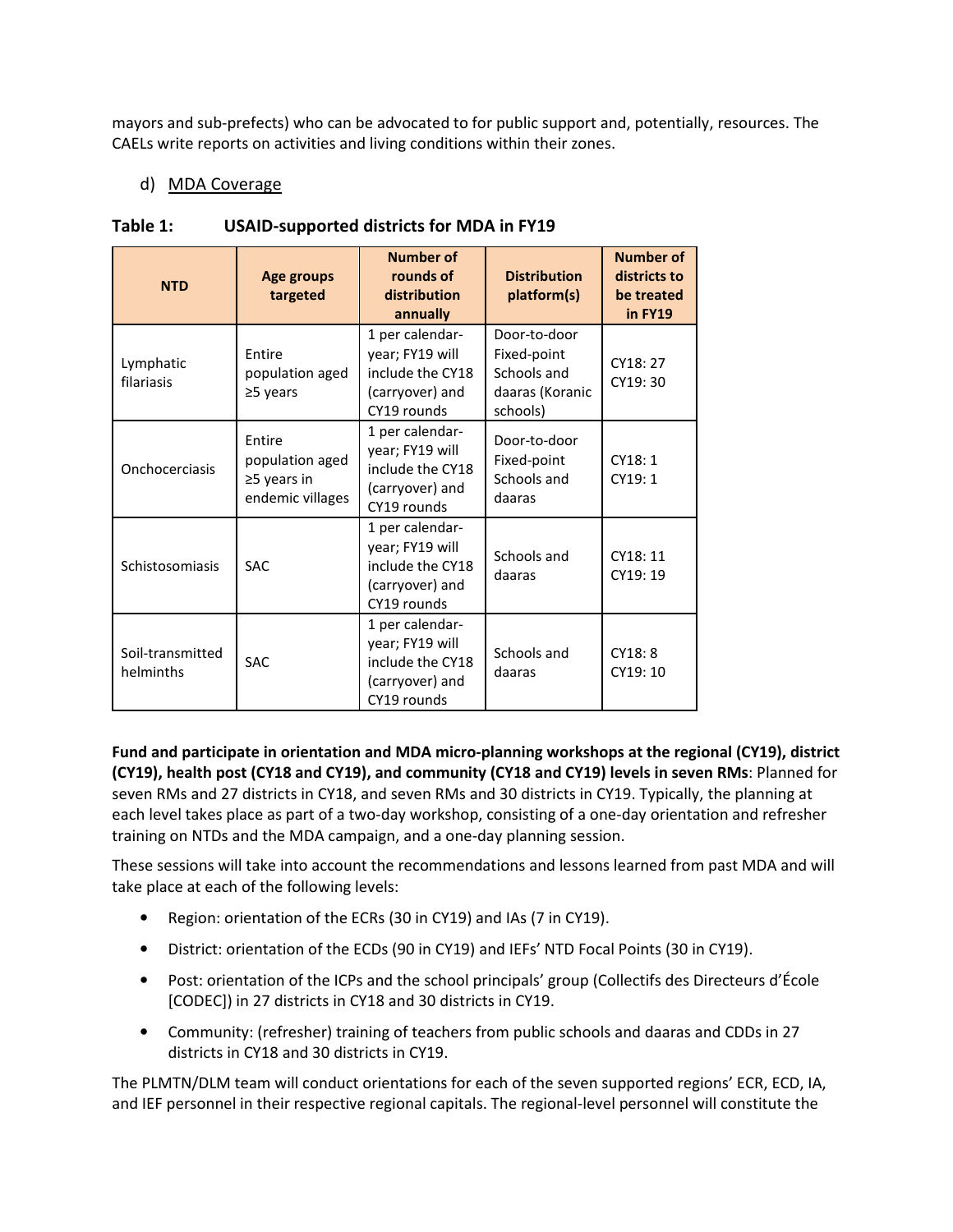mayors and sub-prefects) who can be advocated to for public support and, potentially, resources. The CAELs write reports on activities and living conditions within their zones.

d) MDA Coverage

**Table 1: USAID-supported districts for MDA in FY19**

| NTD | Age groups targeted | Number of rounds of distribution annually | Distribution platform(s) | Number of districts to be treated in FY19 |
|---|---|---|---|---|
| Lymphatic filariasis | Entire population aged ≥5 years | 1 per calendar-year; FY19 will include the CY18 (carryover) and CY19 rounds | Door-to-door<br>Fixed-point<br>Schools and daaras (Koranic schools) | CY18: 27<br>CY19: 30 |
| Onchocerciasis | Entire population aged ≥5 years in endemic villages | 1 per calendar-year; FY19 will include the CY18 (carryover) and CY19 rounds | Door-to-door<br>Fixed-point<br>Schools and daaras | CY18: 1<br>CY19: 1 |
| Schistosomiasis | SAC | 1 per calendar-year; FY19 will include the CY18 (carryover) and CY19 rounds | Schools and daaras | CY18: 11<br>CY19: 19 |
| Soil-transmitted helminths | SAC | 1 per calendar-year; FY19 will include the CY18 (carryover) and CY19 rounds | Schools and daaras | CY18: 8<br>CY19: 10 |

**Fund and participate in orientation and MDA micro-planning workshops at the regional (CY19), district (CY19), health post (CY18 and CY19), and community (CY18 and CY19) levels in seven RMs**: Planned for seven RMs and 27 districts in CY18, and seven RMs and 30 districts in CY19. Typically, the planning at each level takes place as part of a two-day workshop, consisting of a one-day orientation and refresher training on NTDs and the MDA campaign, and a one-day planning session.

These sessions will take into account the recommendations and lessons learned from past MDA and will take place at each of the following levels:

- Region: orientation of the ECRs (30 in CY19) and IAs (7 in CY19).
- District: orientation of the ECDs (90 in CY19) and IEFs' NTD Focal Points (30 in CY19).
- Post: orientation of the ICPs and the school principals' group (Collectifs des Directeurs d'École [CODEC]) in 27 districts in CY18 and 30 districts in CY19.
- Community: (refresher) training of teachers from public schools and daaras and CDDs in 27 districts in CY18 and 30 districts in CY19.

The PLMTN/DLM team will conduct orientations for each of the seven supported regions' ECR, ECD, IA, and IEF personnel in their respective regional capitals. The regional-level personnel will constitute the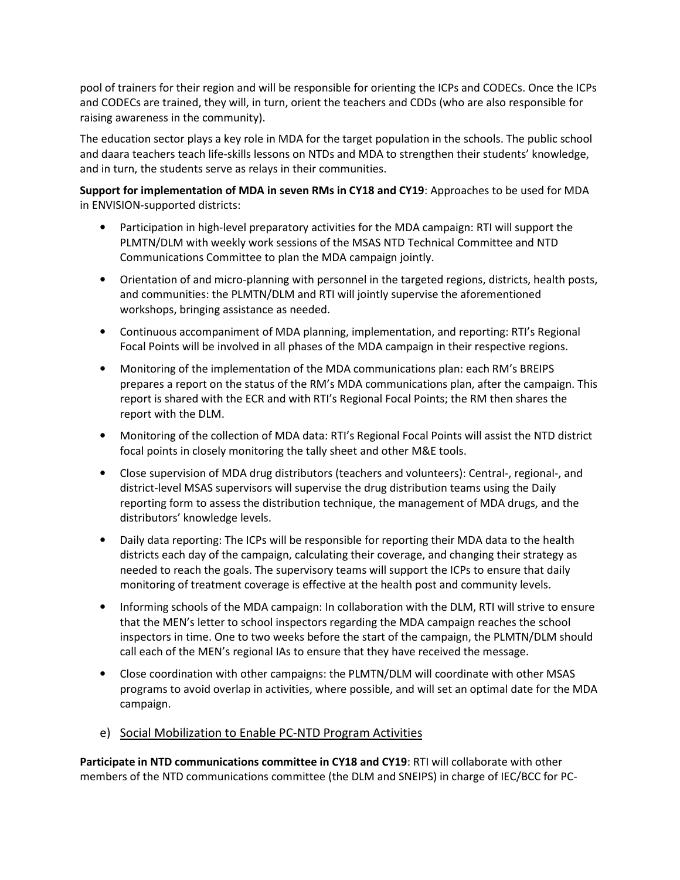pool of trainers for their region and will be responsible for orienting the ICPs and CODECs. Once the ICPs and CODECs are trained, they will, in turn, orient the teachers and CDDs (who are also responsible for raising awareness in the community).

The education sector plays a key role in MDA for the target population in the schools. The public school and daara teachers teach life-skills lessons on NTDs and MDA to strengthen their students' knowledge, and in turn, the students serve as relays in their communities.

**Support for implementation of MDA in seven RMs in CY18 and CY19**: Approaches to be used for MDA in ENVISION-supported districts:

- Participation in high-level preparatory activities for the MDA campaign: RTI will support the PLMTN/DLM with weekly work sessions of the MSAS NTD Technical Committee and NTD Communications Committee to plan the MDA campaign jointly.
- Orientation of and micro-planning with personnel in the targeted regions, districts, health posts, and communities: the PLMTN/DLM and RTI will jointly supervise the aforementioned workshops, bringing assistance as needed.
- Continuous accompaniment of MDA planning, implementation, and reporting: RTI's Regional Focal Points will be involved in all phases of the MDA campaign in their respective regions.
- Monitoring of the implementation of the MDA communications plan: each RM's BREIPS prepares a report on the status of the RM's MDA communications plan, after the campaign. This report is shared with the ECR and with RTI's Regional Focal Points; the RM then shares the report with the DLM.
- Monitoring of the collection of MDA data: RTI's Regional Focal Points will assist the NTD district focal points in closely monitoring the tally sheet and other M&E tools.
- Close supervision of MDA drug distributors (teachers and volunteers): Central-, regional-, and district-level MSAS supervisors will supervise the drug distribution teams using the Daily reporting form to assess the distribution technique, the management of MDA drugs, and the distributors' knowledge levels.
- Daily data reporting: The ICPs will be responsible for reporting their MDA data to the health districts each day of the campaign, calculating their coverage, and changing their strategy as needed to reach the goals. The supervisory teams will support the ICPs to ensure that daily monitoring of treatment coverage is effective at the health post and community levels.
- Informing schools of the MDA campaign: In collaboration with the DLM, RTI will strive to ensure that the MEN's letter to school inspectors regarding the MDA campaign reaches the school inspectors in time. One to two weeks before the start of the campaign, the PLMTN/DLM should call each of the MEN's regional IAs to ensure that they have received the message.
- Close coordination with other campaigns: the PLMTN/DLM will coordinate with other MSAS programs to avoid overlap in activities, where possible, and will set an optimal date for the MDA campaign.

### e) Social Mobilization to Enable PC-NTD Program Activities

**Participate in NTD communications committee in CY18 and CY19**: RTI will collaborate with other members of the NTD communications committee (the DLM and SNEIPS) in charge of IEC/BCC for PC-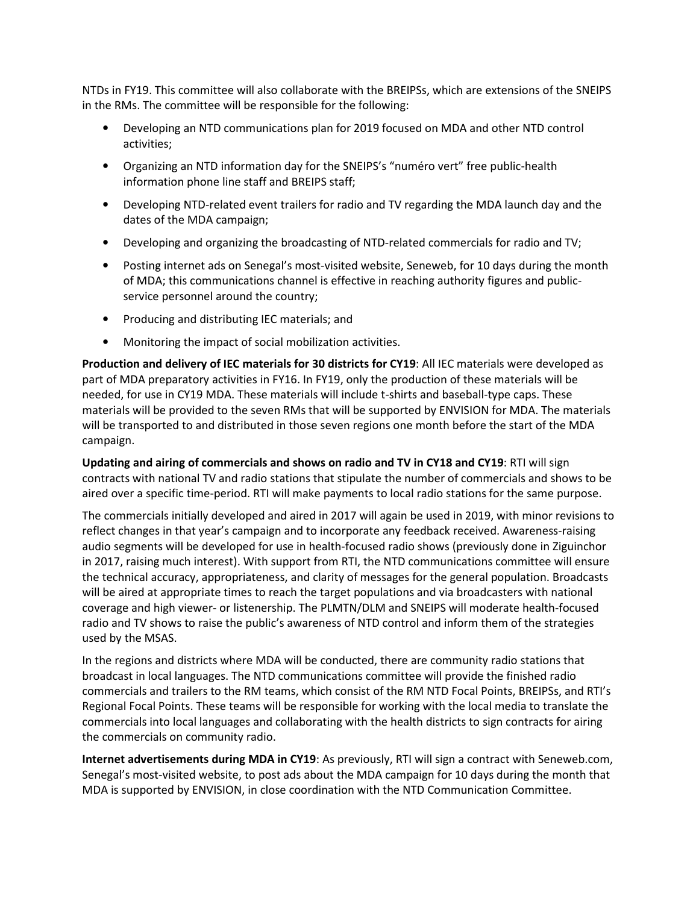NTDs in FY19. This committee will also collaborate with the BREIPSs, which are extensions of the SNEIPS in the RMs. The committee will be responsible for the following:

- Developing an NTD communications plan for 2019 focused on MDA and other NTD control activities;
- Organizing an NTD information day for the SNEIPS's "numéro vert" free public-health information phone line staff and BREIPS staff;
- Developing NTD-related event trailers for radio and TV regarding the MDA launch day and the dates of the MDA campaign;
- Developing and organizing the broadcasting of NTD-related commercials for radio and TV;
- Posting internet ads on Senegal's most-visited website, Seneweb, for 10 days during the month of MDA; this communications channel is effective in reaching authority figures and public-service personnel around the country;
- Producing and distributing IEC materials; and
- Monitoring the impact of social mobilization activities.

**Production and delivery of IEC materials for 30 districts for CY19**: All IEC materials were developed as part of MDA preparatory activities in FY16. In FY19, only the production of these materials will be needed, for use in CY19 MDA. These materials will include t-shirts and baseball-type caps. These materials will be provided to the seven RMs that will be supported by ENVISION for MDA. The materials will be transported to and distributed in those seven regions one month before the start of the MDA campaign.

**Updating and airing of commercials and shows on radio and TV in CY18 and CY19**: RTI will sign contracts with national TV and radio stations that stipulate the number of commercials and shows to be aired over a specific time-period. RTI will make payments to local radio stations for the same purpose.

The commercials initially developed and aired in 2017 will again be used in 2019, with minor revisions to reflect changes in that year's campaign and to incorporate any feedback received. Awareness-raising audio segments will be developed for use in health-focused radio shows (previously done in Ziguinchor in 2017, raising much interest). With support from RTI, the NTD communications committee will ensure the technical accuracy, appropriateness, and clarity of messages for the general population. Broadcasts will be aired at appropriate times to reach the target populations and via broadcasters with national coverage and high viewer- or listenership. The PLMTN/DLM and SNEIPS will moderate health-focused radio and TV shows to raise the public's awareness of NTD control and inform them of the strategies used by the MSAS.

In the regions and districts where MDA will be conducted, there are community radio stations that broadcast in local languages. The NTD communications committee will provide the finished radio commercials and trailers to the RM teams, which consist of the RM NTD Focal Points, BREIPSs, and RTI's Regional Focal Points. These teams will be responsible for working with the local media to translate the commercials into local languages and collaborating with the health districts to sign contracts for airing the commercials on community radio.

**Internet advertisements during MDA in CY19**: As previously, RTI will sign a contract with Seneweb.com, Senegal's most-visited website, to post ads about the MDA campaign for 10 days during the month that MDA is supported by ENVISION, in close coordination with the NTD Communication Committee.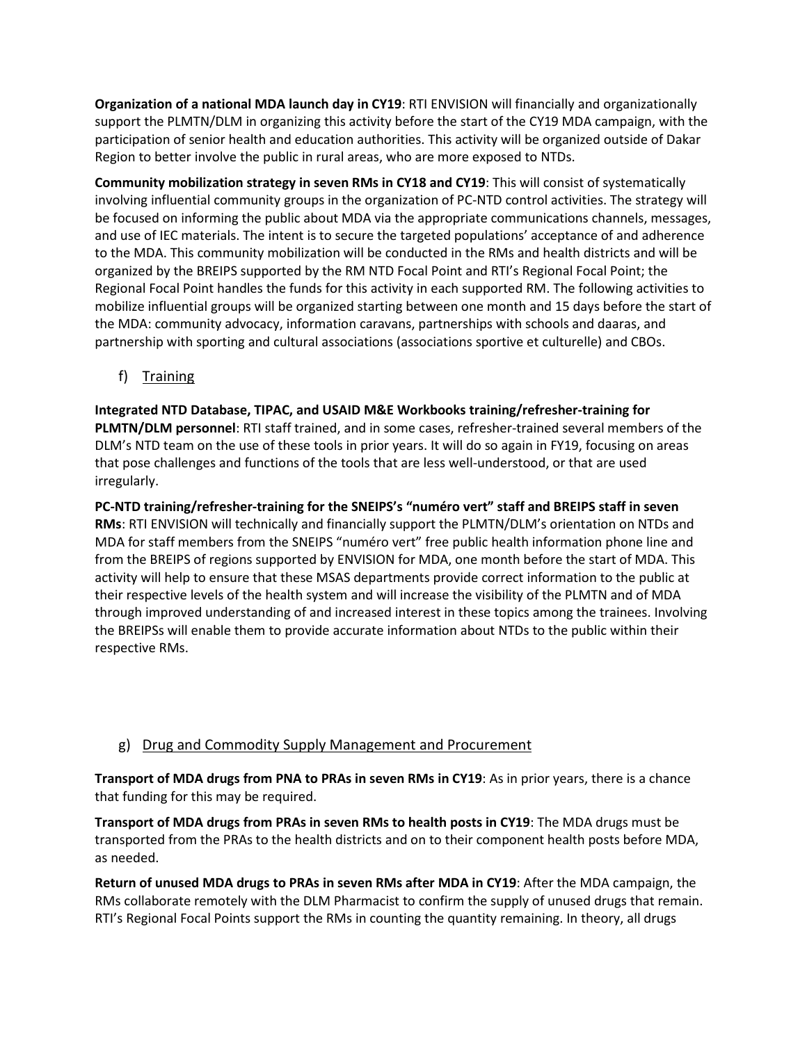**Organization of a national MDA launch day in CY19**: RTI ENVISION will financially and organizationally support the PLMTN/DLM in organizing this activity before the start of the CY19 MDA campaign, with the participation of senior health and education authorities. This activity will be organized outside of Dakar Region to better involve the public in rural areas, who are more exposed to NTDs.

**Community mobilization strategy in seven RMs in CY18 and CY19**: This will consist of systematically involving influential community groups in the organization of PC-NTD control activities. The strategy will be focused on informing the public about MDA via the appropriate communications channels, messages, and use of IEC materials. The intent is to secure the targeted populations' acceptance of and adherence to the MDA. This community mobilization will be conducted in the RMs and health districts and will be organized by the BREIPS supported by the RM NTD Focal Point and RTI's Regional Focal Point; the Regional Focal Point handles the funds for this activity in each supported RM. The following activities to mobilize influential groups will be organized starting between one month and 15 days before the start of the MDA: community advocacy, information caravans, partnerships with schools and daaras, and partnership with sporting and cultural associations (associations sportive et culturelle) and CBOs.

### f) Training

**Integrated NTD Database, TIPAC, and USAID M&E Workbooks training/refresher-training for PLMTN/DLM personnel**: RTI staff trained, and in some cases, refresher-trained several members of the DLM's NTD team on the use of these tools in prior years. It will do so again in FY19, focusing on areas that pose challenges and functions of the tools that are less well-understood, or that are used irregularly.

**PC-NTD training/refresher-training for the SNEIPS's "numéro vert" staff and BREIPS staff in seven RMs**: RTI ENVISION will technically and financially support the PLMTN/DLM's orientation on NTDs and MDA for staff members from the SNEIPS "numéro vert" free public health information phone line and from the BREIPS of regions supported by ENVISION for MDA, one month before the start of MDA. This activity will help to ensure that these MSAS departments provide correct information to the public at their respective levels of the health system and will increase the visibility of the PLMTN and of MDA through improved understanding of and increased interest in these topics among the trainees. Involving the BREIPSs will enable them to provide accurate information about NTDs to the public within their respective RMs.

### g) Drug and Commodity Supply Management and Procurement

**Transport of MDA drugs from PNA to PRAs in seven RMs in CY19**: As in prior years, there is a chance that funding for this may be required.

**Transport of MDA drugs from PRAs in seven RMs to health posts in CY19**: The MDA drugs must be transported from the PRAs to the health districts and on to their component health posts before MDA, as needed.

**Return of unused MDA drugs to PRAs in seven RMs after MDA in CY19**: After the MDA campaign, the RMs collaborate remotely with the DLM Pharmacist to confirm the supply of unused drugs that remain. RTI's Regional Focal Points support the RMs in counting the quantity remaining. In theory, all drugs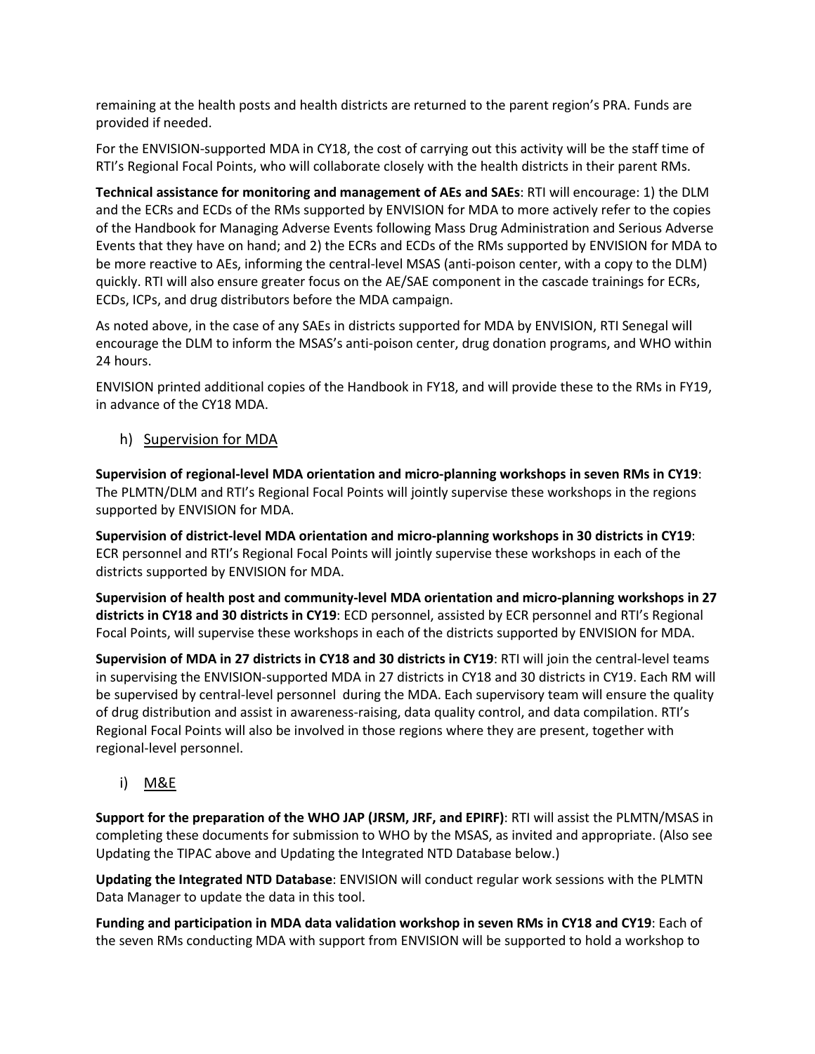remaining at the health posts and health districts are returned to the parent region's PRA. Funds are provided if needed.

For the ENVISION-supported MDA in CY18, the cost of carrying out this activity will be the staff time of RTI's Regional Focal Points, who will collaborate closely with the health districts in their parent RMs.

**Technical assistance for monitoring and management of AEs and SAEs**: RTI will encourage: 1) the DLM and the ECRs and ECDs of the RMs supported by ENVISION for MDA to more actively refer to the copies of the Handbook for Managing Adverse Events following Mass Drug Administration and Serious Adverse Events that they have on hand; and 2) the ECRs and ECDs of the RMs supported by ENVISION for MDA to be more reactive to AEs, informing the central-level MSAS (anti-poison center, with a copy to the DLM) quickly. RTI will also ensure greater focus on the AE/SAE component in the cascade trainings for ECRs, ECDs, ICPs, and drug distributors before the MDA campaign.

As noted above, in the case of any SAEs in districts supported for MDA by ENVISION, RTI Senegal will encourage the DLM to inform the MSAS's anti-poison center, drug donation programs, and WHO within 24 hours.

ENVISION printed additional copies of the Handbook in FY18, and will provide these to the RMs in FY19, in advance of the CY18 MDA.

### h) Supervision for MDA

**Supervision of regional-level MDA orientation and micro-planning workshops in seven RMs in CY19**: The PLMTN/DLM and RTI's Regional Focal Points will jointly supervise these workshops in the regions supported by ENVISION for MDA.

**Supervision of district-level MDA orientation and micro-planning workshops in 30 districts in CY19**: ECR personnel and RTI's Regional Focal Points will jointly supervise these workshops in each of the districts supported by ENVISION for MDA.

**Supervision of health post and community-level MDA orientation and micro-planning workshops in 27 districts in CY18 and 30 districts in CY19**: ECD personnel, assisted by ECR personnel and RTI's Regional Focal Points, will supervise these workshops in each of the districts supported by ENVISION for MDA.

**Supervision of MDA in 27 districts in CY18 and 30 districts in CY19**: RTI will join the central-level teams in supervising the ENVISION-supported MDA in 27 districts in CY18 and 30 districts in CY19. Each RM will be supervised by central-level personnel during the MDA. Each supervisory team will ensure the quality of drug distribution and assist in awareness-raising, data quality control, and data compilation. RTI's Regional Focal Points will also be involved in those regions where they are present, together with regional-level personnel.

### i) M&E

**Support for the preparation of the WHO JAP (JRSM, JRF, and EPIRF)**: RTI will assist the PLMTN/MSAS in completing these documents for submission to WHO by the MSAS, as invited and appropriate. (Also see Updating the TIPAC above and Updating the Integrated NTD Database below.)

**Updating the Integrated NTD Database**: ENVISION will conduct regular work sessions with the PLMTN Data Manager to update the data in this tool.

**Funding and participation in MDA data validation workshop in seven RMs in CY18 and CY19**: Each of the seven RMs conducting MDA with support from ENVISION will be supported to hold a workshop to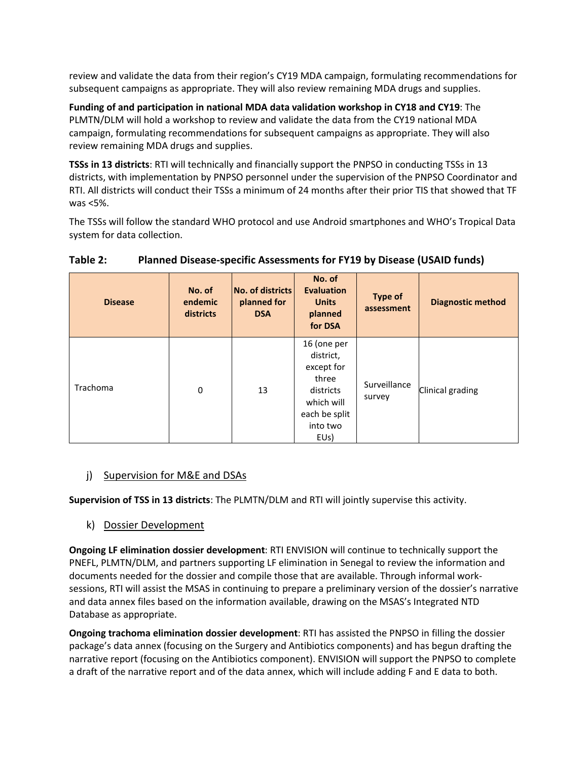review and validate the data from their region's CY19 MDA campaign, formulating recommendations for subsequent campaigns as appropriate. They will also review remaining MDA drugs and supplies.

**Funding of and participation in national MDA data validation workshop in CY18 and CY19**: The PLMTN/DLM will hold a workshop to review and validate the data from the CY19 national MDA campaign, formulating recommendations for subsequent campaigns as appropriate. They will also review remaining MDA drugs and supplies.

**TSSs in 13 districts**: RTI will technically and financially support the PNPSO in conducting TSSs in 13 districts, with implementation by PNPSO personnel under the supervision of the PNPSO Coordinator and RTI. All districts will conduct their TSSs a minimum of 24 months after their prior TIS that showed that TF was <5%.

The TSSs will follow the standard WHO protocol and use Android smartphones and WHO's Tropical Data system for data collection.

**Table 2: Planned Disease-specific Assessments for FY19 by Disease (USAID funds)**

| Disease | No. of endemic districts | No. of districts planned for DSA | No. of Evaluation Units planned for DSA | Type of assessment | Diagnostic method |
|---|---|---|---|---|---|
| Trachoma | 0 | 13 | 16 (one per district, except for three districts which will each be split into two EUs) | Surveillance survey | Clinical grading |

## j) Supervision for M&E and DSAs

**Supervision of TSS in 13 districts**: The PLMTN/DLM and RTI will jointly supervise this activity.

## k) Dossier Development

**Ongoing LF elimination dossier development**: RTI ENVISION will continue to technically support the PNEFL, PLMTN/DLM, and partners supporting LF elimination in Senegal to review the information and documents needed for the dossier and compile those that are available. Through informal work-sessions, RTI will assist the MSAS in continuing to prepare a preliminary version of the dossier's narrative and data annex files based on the information available, drawing on the MSAS's Integrated NTD Database as appropriate.

**Ongoing trachoma elimination dossier development**: RTI has assisted the PNPSO in filling the dossier package's data annex (focusing on the Surgery and Antibiotics components) and has begun drafting the narrative report (focusing on the Antibiotics component). ENVISION will support the PNPSO to complete a draft of the narrative report and of the data annex, which will include adding F and E data to both.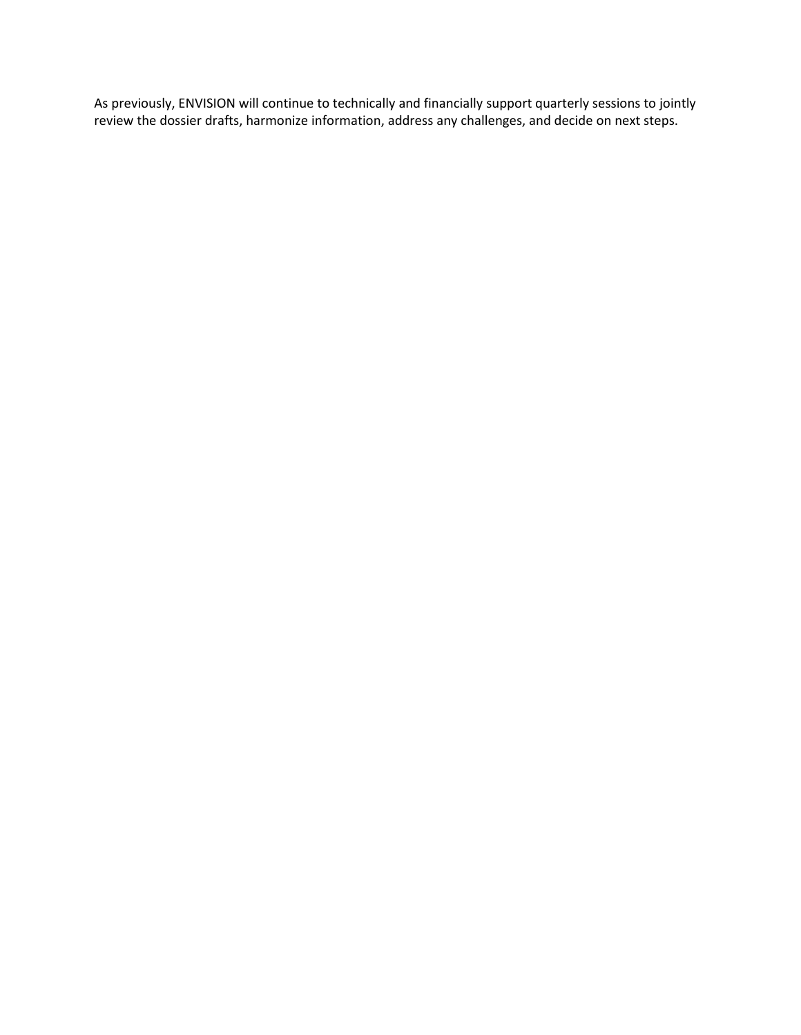As previously, ENVISION will continue to technically and financially support quarterly sessions to jointly review the dossier drafts, harmonize information, address any challenges, and decide on next steps.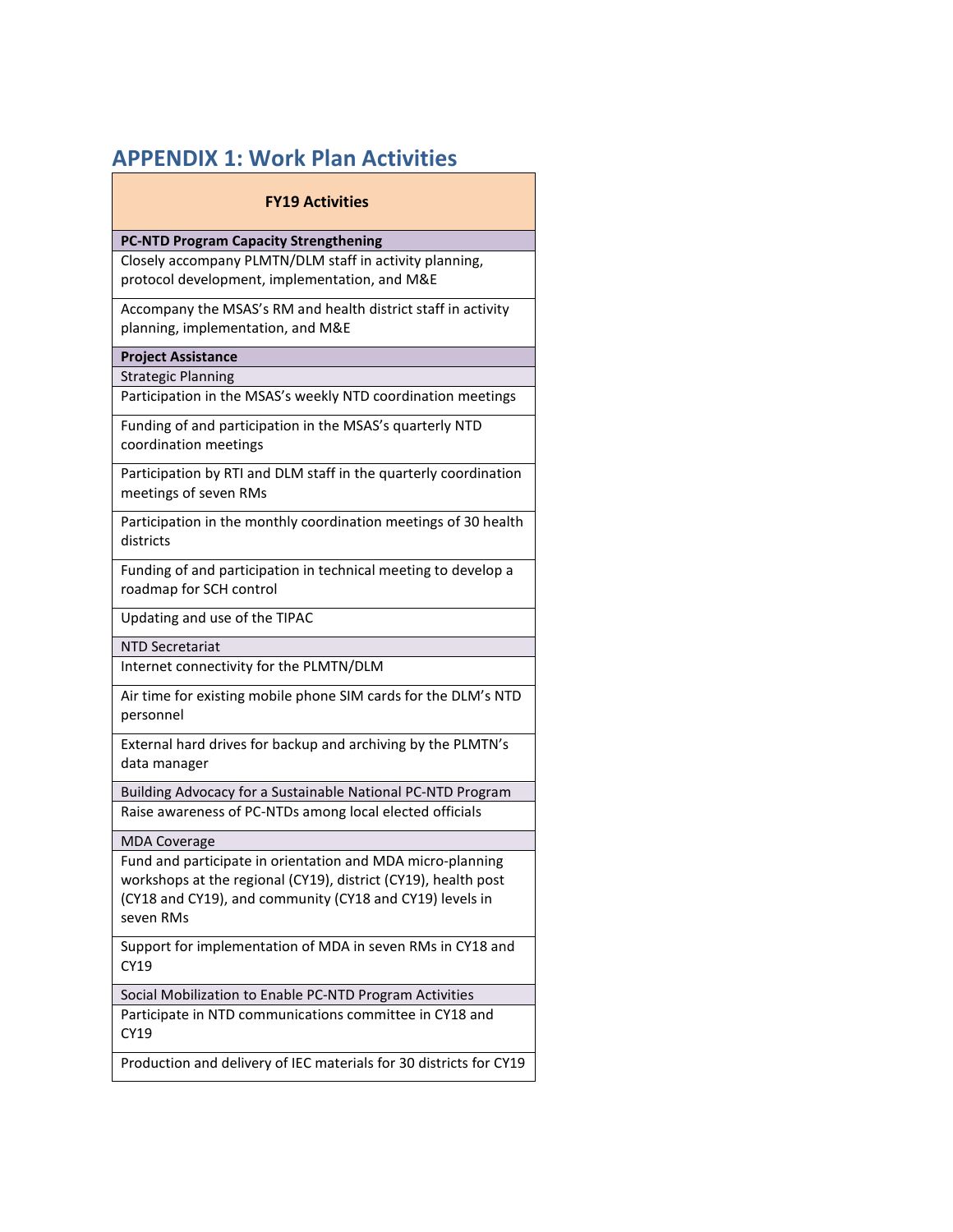## APPENDIX 1: Work Plan Activities

| FY19 Activities |
| --- |
| **PC-NTD Program Capacity Strengthening** |
| Closely accompany PLMTN/DLM staff in activity planning, protocol development, implementation, and M&E |
| Accompany the MSAS's RM and health district staff in activity planning, implementation, and M&E |
| **Project Assistance** |
| Strategic Planning |
| Participation in the MSAS's weekly NTD coordination meetings |
| Funding of and participation in the MSAS's quarterly NTD coordination meetings |
| Participation by RTI and DLM staff in the quarterly coordination meetings of seven RMs |
| Participation in the monthly coordination meetings of 30 health districts |
| Funding of and participation in technical meeting to develop a roadmap for SCH control |
| Updating and use of the TIPAC |
| NTD Secretariat |
| Internet connectivity for the PLMTN/DLM |
| Air time for existing mobile phone SIM cards for the DLM's NTD personnel |
| External hard drives for backup and archiving by the PLMTN's data manager |
| Building Advocacy for a Sustainable National PC-NTD Program |
| Raise awareness of PC-NTDs among local elected officials |
| MDA Coverage |
| Fund and participate in orientation and MDA micro-planning workshops at the regional (CY19), district (CY19), health post (CY18 and CY19), and community (CY18 and CY19) levels in seven RMs |
| Support for implementation of MDA in seven RMs in CY18 and CY19 |
| Social Mobilization to Enable PC-NTD Program Activities |
| Participate in NTD communications committee in CY18 and CY19 |
| Production and delivery of IEC materials for 30 districts for CY19 |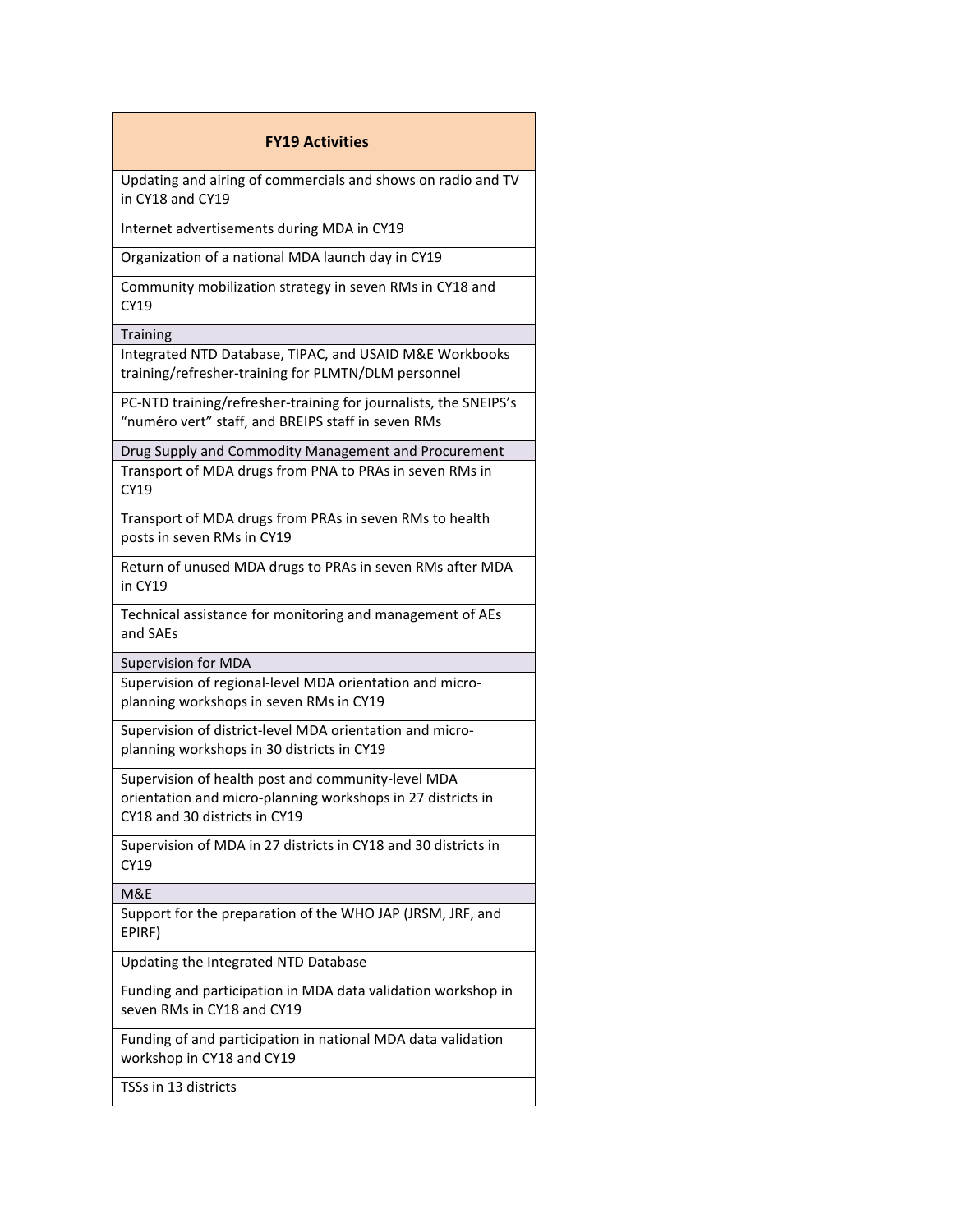| FY19 Activities |
| --- |
| Updating and airing of commercials and shows on radio and TV in CY18 and CY19 |
| Internet advertisements during MDA in CY19 |
| Organization of a national MDA launch day in CY19 |
| Community mobilization strategy in seven RMs in CY18 and CY19 |
| Training |
| Integrated NTD Database, TIPAC, and USAID M&E Workbooks training/refresher-training for PLMTN/DLM personnel |
| PC-NTD training/refresher-training for journalists, the SNEIPS's "numéro vert" staff, and BREIPS staff in seven RMs |
| Drug Supply and Commodity Management and Procurement |
| Transport of MDA drugs from PNA to PRAs in seven RMs in CY19 |
| Transport of MDA drugs from PRAs in seven RMs to health posts in seven RMs in CY19 |
| Return of unused MDA drugs to PRAs in seven RMs after MDA in CY19 |
| Technical assistance for monitoring and management of AEs and SAEs |
| Supervision for MDA |
| Supervision of regional-level MDA orientation and micro-planning workshops in seven RMs in CY19 |
| Supervision of district-level MDA orientation and micro-planning workshops in 30 districts in CY19 |
| Supervision of health post and community-level MDA orientation and micro-planning workshops in 27 districts in CY18 and 30 districts in CY19 |
| Supervision of MDA in 27 districts in CY18 and 30 districts in CY19 |
| M&E |
| Support for the preparation of the WHO JAP (JRSM, JRF, and EPIRF) |
| Updating the Integrated NTD Database |
| Funding and participation in MDA data validation workshop in seven RMs in CY18 and CY19 |
| Funding of and participation in national MDA data validation workshop in CY18 and CY19 |
| TSSs in 13 districts |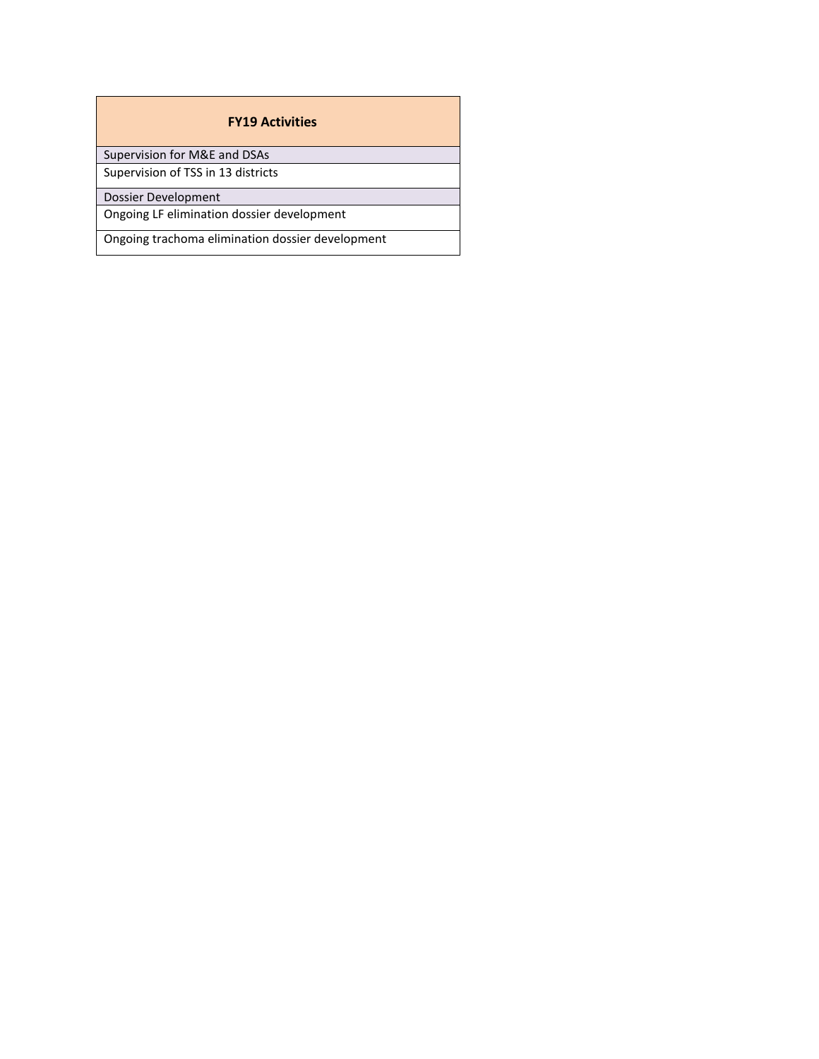| FY19 Activities |
| --- |
| Supervision for M&E and DSAs |
| Supervision of TSS in 13 districts |
| Dossier Development |
| Ongoing LF elimination dossier development |
| Ongoing trachoma elimination dossier development |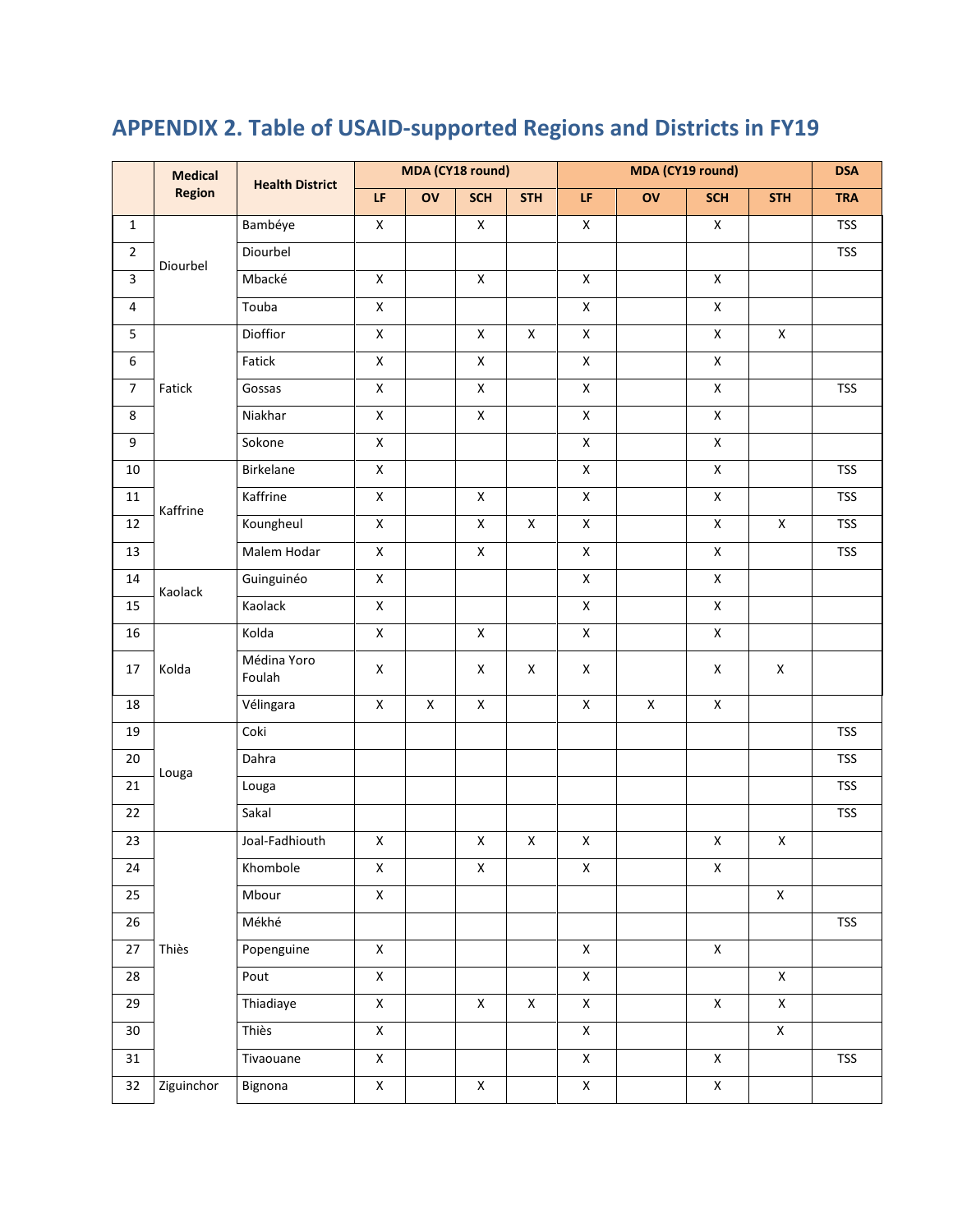## APPENDIX 2. Table of USAID-supported Regions and Districts in FY19

| | Medical Region | Health District | MDA (CY18 round) | | | | MDA (CY19 round) | | | | DSA |
|---|---|---|---|---|---|---|---|---|---|---|---|
| | | | LF | OV | SCH | STH | LF | OV | SCH | STH | TRA |
| 1 | Diourbel | Bambéye | X | | X | | X | | X | | TSS |
| 2 | | Diourbel | | | | | | | | | TSS |
| 3 | | Mbacké | X | | X | | X | | X | | |
| 4 | | Touba | X | | | | X | | X | | |
| 5 | Fatick | Dioffior | X | | X | X | X | | X | X | |
| 6 | | Fatick | X | | X | | X | | X | | |
| 7 | | Gossas | X | | X | | X | | X | | TSS |
| 8 | | Niakhar | X | | X | | X | | X | | |
| 9 | | Sokone | X | | | | X | | X | | |
| 10 | Kaffrine | Birkelane | X | | | | X | | X | | TSS |
| 11 | | Kaffrine | X | | X | | X | | X | | TSS |
| 12 | | Koungheul | X | | X | X | X | | X | X | TSS |
| 13 | | Malem Hodar | X | | X | | X | | X | | TSS |
| 14 | Kaolack | Guinguinéo | X | | | | X | | X | | |
| 15 | | Kaolack | X | | | | X | | X | | |
| 16 | Kolda | Kolda | X | | X | | X | | X | | |
| 17 | | Médina Yoro Foulah | X | | X | X | X | | X | X | |
| 18 | | Vélingara | X | X | X | | X | X | X | | |
| 19 | Louga | Coki | | | | | | | | | TSS |
| 20 | | Dahra | | | | | | | | | TSS |
| 21 | | Louga | | | | | | | | | TSS |
| 22 | | Sakal | | | | | | | | | TSS |
| 23 | Thiès | Joal-Fadhiouth | X | | X | X | X | | X | X | |
| 24 | | Khombole | X | | X | | X | | X | | |
| 25 | | Mbour | X | | | | | | | X | |
| 26 | | Mékhé | | | | | | | | | TSS |
| 27 | | Popenguine | X | | | | X | | X | | |
| 28 | | Pout | X | | | | X | | | X | |
| 29 | | Thiadiaye | X | | X | X | X | | X | X | |
| 30 | | Thiès | X | | | | X | | | X | |
| 31 | | Tivaouane | X | | | | X | | X | | TSS |
| 32 | Ziguinchor | Bignona | X | | X | | X | | X | | |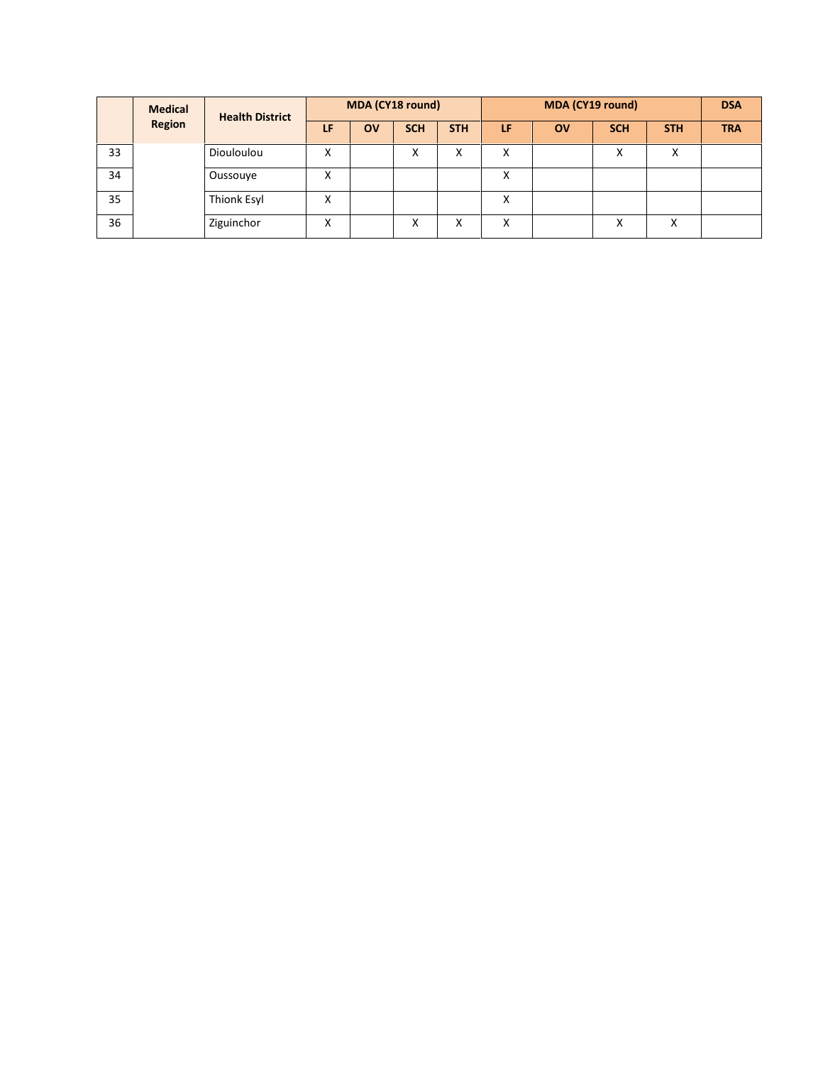| | Medical Region | Health District | MDA (CY18 round) | | | | MDA (CY19 round) | | | | DSA |
|---|---|---|---|---|---|---|---|---|---|---|---|
| | | | LF | OV | SCH | STH | LF | OV | SCH | STH | TRA |
| 33 | | Diouloulou | X | | X | X | X | | X | X | |
| 34 | | Oussouye | X | | | | X | | | | |
| 35 | | Thionk Esyl | X | | | | X | | | | |
| 36 | | Ziguinchor | X | | X | X | X | | X | X | |